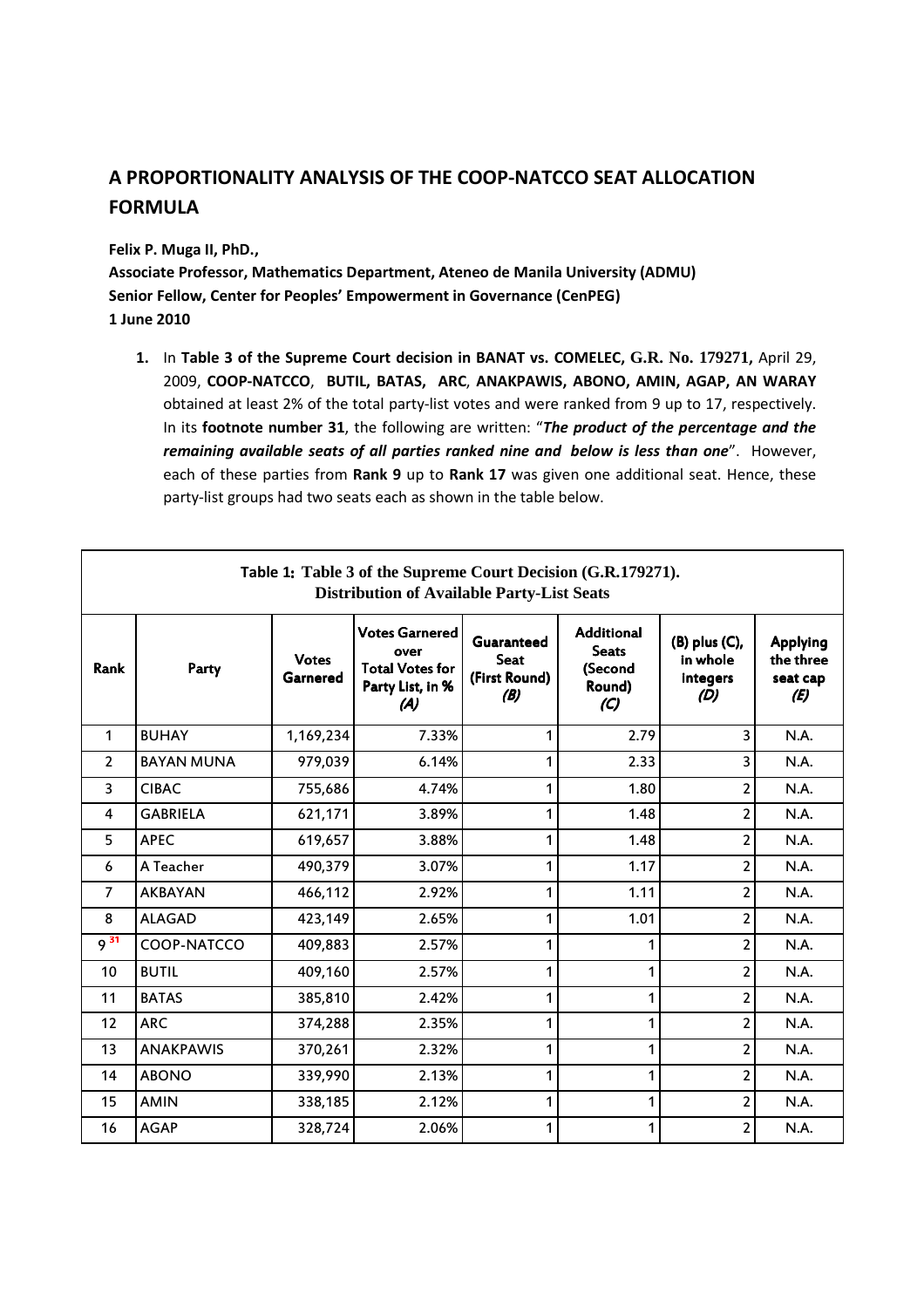# A PROPORTIONALITY ANALYSIS OF THE COOP-NATCCO SEAT ALLOCATION FORMULA

**Felix P. Muga II, PhD.,**
**Associate Professor, Mathematics Department, Ateneo de Manila University (ADMU)**
**Senior Fellow, Center for Peoples' Empowerment in Governance (CenPEG)**
**1 June 2010**

1. In **Table 3 of the Supreme Court decision in BANAT vs. COMELEC, G.R. No. 179271,** April 29, 2009, **COOP-NATCCO**, **BUTIL, BATAS, ARC**, **ANAKPAWIS, ABONO, AMIN, AGAP, AN WARAY** obtained at least 2% of the total party-list votes and were ranked from 9 up to 17, respectively. In its **footnote number 31**, the following are written: "***The product of the percentage and the remaining available seats of all parties ranked nine and below is less than one***". However, each of these parties from **Rank 9** up to **Rank 17** was given one additional seat. Hence, these party-list groups had two seats each as shown in the table below.

**Table 1: Table 3 of the Supreme Court Decision (G.R.179271). Distribution of Available Party-List Seats**

| Rank | Party | Votes Garnered | Votes Garnered over Total Votes for Party List, in % *(A)* | Guaranteed Seat (First Round) *(B)* | Additional Seats (Second Round) *(C)* | (B) plus (C), in whole integers *(D)* | Applying the three seat cap *(E)* |
|---|---|---|---|---|---|---|---|
| 1 | BUHAY | 1,169,234 | 7.33% | 1 | 2.79 | 3 | N.A. |
| 2 | BAYAN MUNA | 979,039 | 6.14% | 1 | 2.33 | 3 | N.A. |
| 3 | CIBAC | 755,686 | 4.74% | 1 | 1.80 | 2 | N.A. |
| 4 | GABRIELA | 621,171 | 3.89% | 1 | 1.48 | 2 | N.A. |
| 5 | APEC | 619,657 | 3.88% | 1 | 1.48 | 2 | N.A. |
| 6 | A Teacher | 490,379 | 3.07% | 1 | 1.17 | 2 | N.A. |
| 7 | AKBAYAN | 466,112 | 2.92% | 1 | 1.11 | 2 | N.A. |
| 8 | ALAGAD | 423,149 | 2.65% | 1 | 1.01 | 2 | N.A. |
| 9 [31] | COOP-NATCCO | 409,883 | 2.57% | 1 | 1 | 2 | N.A. |
| 10 | BUTIL | 409,160 | 2.57% | 1 | 1 | 2 | N.A. |
| 11 | BATAS | 385,810 | 2.42% | 1 | 1 | 2 | N.A. |
| 12 | ARC | 374,288 | 2.35% | 1 | 1 | 2 | N.A. |
| 13 | ANAKPAWIS | 370,261 | 2.32% | 1 | 1 | 2 | N.A. |
| 14 | ABONO | 339,990 | 2.13% | 1 | 1 | 2 | N.A. |
| 15 | AMIN | 338,185 | 2.12% | 1 | 1 | 2 | N.A. |
| 16 | AGAP | 328,724 | 2.06% | 1 | 1 | 2 | N.A. |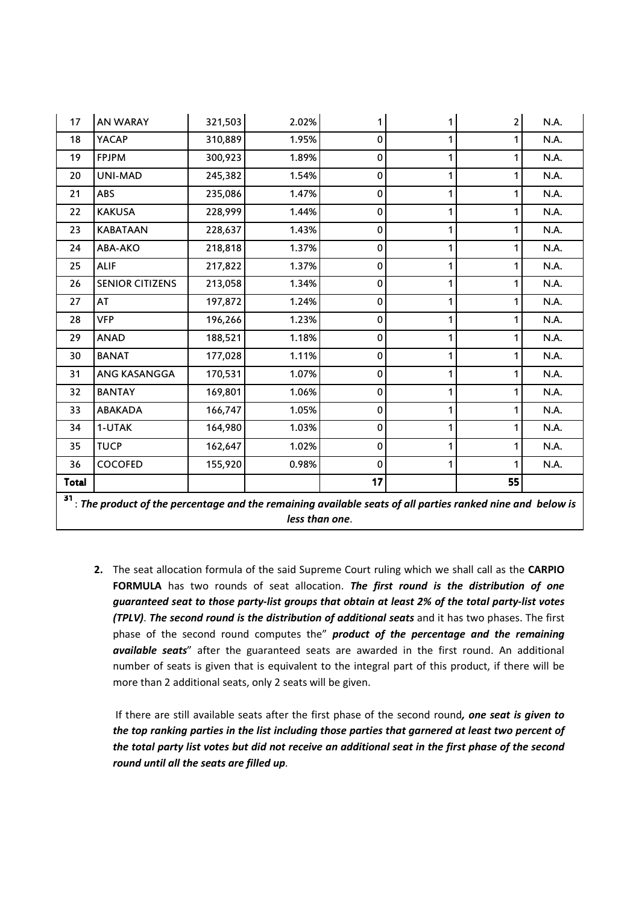| | | | | | | | |
|---|---|---|---|---|---|---|---|
| 17 | AN WARAY | 321,503 | 2.02% | 1 | 1 | 2 | N.A. |
| 18 | YACAP | 310,889 | 1.95% | 0 | 1 | 1 | N.A. |
| 19 | FPJPM | 300,923 | 1.89% | 0 | 1 | 1 | N.A. |
| 20 | UNI-MAD | 245,382 | 1.54% | 0 | 1 | 1 | N.A. |
| 21 | ABS | 235,086 | 1.47% | 0 | 1 | 1 | N.A. |
| 22 | KAKUSA | 228,999 | 1.44% | 0 | 1 | 1 | N.A. |
| 23 | KABATAAN | 228,637 | 1.43% | 0 | 1 | 1 | N.A. |
| 24 | ABA-AKO | 218,818 | 1.37% | 0 | 1 | 1 | N.A. |
| 25 | ALIF | 217,822 | 1.37% | 0 | 1 | 1 | N.A. |
| 26 | SENIOR CITIZENS | 213,058 | 1.34% | 0 | 1 | 1 | N.A. |
| 27 | AT | 197,872 | 1.24% | 0 | 1 | 1 | N.A. |
| 28 | VFP | 196,266 | 1.23% | 0 | 1 | 1 | N.A. |
| 29 | ANAD | 188,521 | 1.18% | 0 | 1 | 1 | N.A. |
| 30 | BANAT | 177,028 | 1.11% | 0 | 1 | 1 | N.A. |
| 31 | ANG KASANGGA | 170,531 | 1.07% | 0 | 1 | 1 | N.A. |
| 32 | BANTAY | 169,801 | 1.06% | 0 | 1 | 1 | N.A. |
| 33 | ABAKADA | 166,747 | 1.05% | 0 | 1 | 1 | N.A. |
| 34 | 1-UTAK | 164,980 | 1.03% | 0 | 1 | 1 | N.A. |
| 35 | TUCP | 162,647 | 1.02% | 0 | 1 | 1 | N.A. |
| 36 | COCOFED | 155,920 | 0.98% | 0 | 1 | 1 | N.A. |
| **Total** | | | | 17 | | 55 | |

[31] : ***The product of the percentage and the remaining available seats of all parties ranked nine and below is less than one***.

2. The seat allocation formula of the said Supreme Court ruling which we shall call as the **CARPIO FORMULA** has two rounds of seat allocation. ***The first round is the distribution of one guaranteed seat to those party-list groups that obtain at least 2% of the total party-list votes (TPLV)***. ***The second round is the distribution of additional seats*** and it has two phases. The first phase of the second round computes the" ***product of the percentage and the remaining available seats***" after the guaranteed seats are awarded in the first round. An additional number of seats is given that is equivalent to the integral part of this product, if there will be more than 2 additional seats, only 2 seats will be given.

   If there are still available seats after the first phase of the second round***, one seat is given to the top ranking parties in the list including those parties that garnered at least two percent of the total party list votes but did not receive an additional seat in the first phase of the second round until all the seats are filled up***.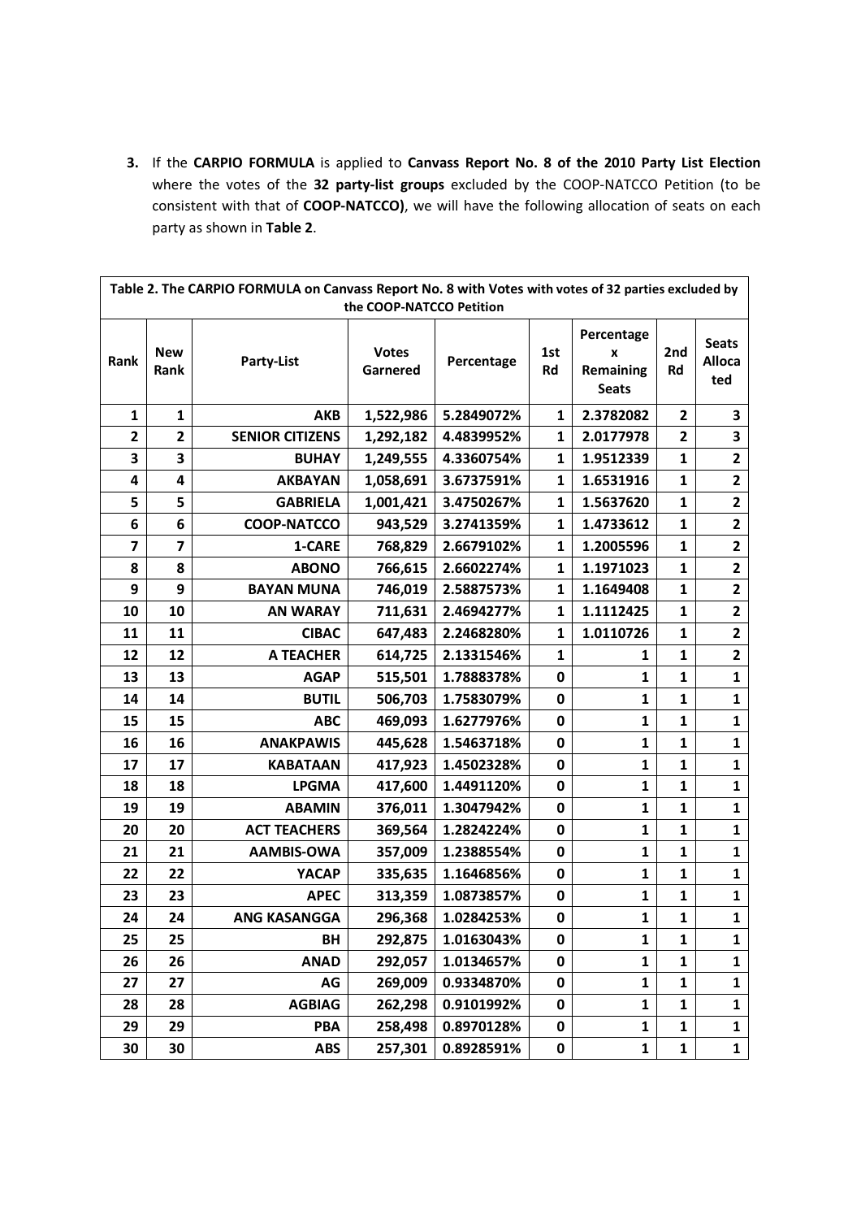3. If the **CARPIO FORMULA** is applied to **Canvass Report No. 8 of the 2010 Party List Election** where the votes of the **32 party-list groups** excluded by the COOP-NATCCO Petition (to be consistent with that of **COOP-NATCCO)**, we will have the following allocation of seats on each party as shown in **Table 2**.

| Table 2. The CARPIO FORMULA on Canvass Report No. 8 with Votes with votes of 32 parties excluded by the COOP-NATCCO Petition | | | | | | | | |
|---|---|---|---|---|---|---|---|---|
| **Rank** | **New Rank** | **Party-List** | **Votes Garnered** | **Percentage** | **1st Rd** | **Percentage x Remaining Seats** | **2nd Rd** | **Seats Allocated** |
| 1 | 1 | AKB | 1,522,986 | 5.2849072% | 1 | 2.3782082 | 2 | 3 |
| 2 | 2 | SENIOR CITIZENS | 1,292,182 | 4.4839952% | 1 | 2.0177978 | 2 | 3 |
| 3 | 3 | BUHAY | 1,249,555 | 4.3360754% | 1 | 1.9512339 | 1 | 2 |
| 4 | 4 | AKBAYAN | 1,058,691 | 3.6737591% | 1 | 1.6531916 | 1 | 2 |
| 5 | 5 | GABRIELA | 1,001,421 | 3.4750267% | 1 | 1.5637620 | 1 | 2 |
| 6 | 6 | COOP-NATCCO | 943,529 | 3.2741359% | 1 | 1.4733612 | 1 | 2 |
| 7 | 7 | 1-CARE | 768,829 | 2.6679102% | 1 | 1.2005596 | 1 | 2 |
| 8 | 8 | ABONO | 766,615 | 2.6602274% | 1 | 1.1971023 | 1 | 2 |
| 9 | 9 | BAYAN MUNA | 746,019 | 2.5887573% | 1 | 1.1649408 | 1 | 2 |
| 10 | 10 | AN WARAY | 711,631 | 2.4694277% | 1 | 1.1112425 | 1 | 2 |
| 11 | 11 | CIBAC | 647,483 | 2.2468280% | 1 | 1.0110726 | 1 | 2 |
| 12 | 12 | A TEACHER | 614,725 | 2.1331546% | 1 | 1 | 1 | 2 |
| 13 | 13 | AGAP | 515,501 | 1.7888378% | 0 | 1 | 1 | 1 |
| 14 | 14 | BUTIL | 506,703 | 1.7583079% | 0 | 1 | 1 | 1 |
| 15 | 15 | ABC | 469,093 | 1.6277976% | 0 | 1 | 1 | 1 |
| 16 | 16 | ANAKPAWIS | 445,628 | 1.5463718% | 0 | 1 | 1 | 1 |
| 17 | 17 | KABATAAN | 417,923 | 1.4502328% | 0 | 1 | 1 | 1 |
| 18 | 18 | LPGMA | 417,600 | 1.4491120% | 0 | 1 | 1 | 1 |
| 19 | 19 | ABAMIN | 376,011 | 1.3047942% | 0 | 1 | 1 | 1 |
| 20 | 20 | ACT TEACHERS | 369,564 | 1.2824224% | 0 | 1 | 1 | 1 |
| 21 | 21 | AAMBIS-OWA | 357,009 | 1.2388554% | 0 | 1 | 1 | 1 |
| 22 | 22 | YACAP | 335,635 | 1.1646856% | 0 | 1 | 1 | 1 |
| 23 | 23 | APEC | 313,359 | 1.0873857% | 0 | 1 | 1 | 1 |
| 24 | 24 | ANG KASANGGA | 296,368 | 1.0284253% | 0 | 1 | 1 | 1 |
| 25 | 25 | BH | 292,875 | 1.0163043% | 0 | 1 | 1 | 1 |
| 26 | 26 | ANAD | 292,057 | 1.0134657% | 0 | 1 | 1 | 1 |
| 27 | 27 | AG | 269,009 | 0.9334870% | 0 | 1 | 1 | 1 |
| 28 | 28 | AGBIAG | 262,298 | 0.9101992% | 0 | 1 | 1 | 1 |
| 29 | 29 | PBA | 258,498 | 0.8970128% | 0 | 1 | 1 | 1 |
| 30 | 30 | ABS | 257,301 | 0.8928591% | 0 | 1 | 1 | 1 |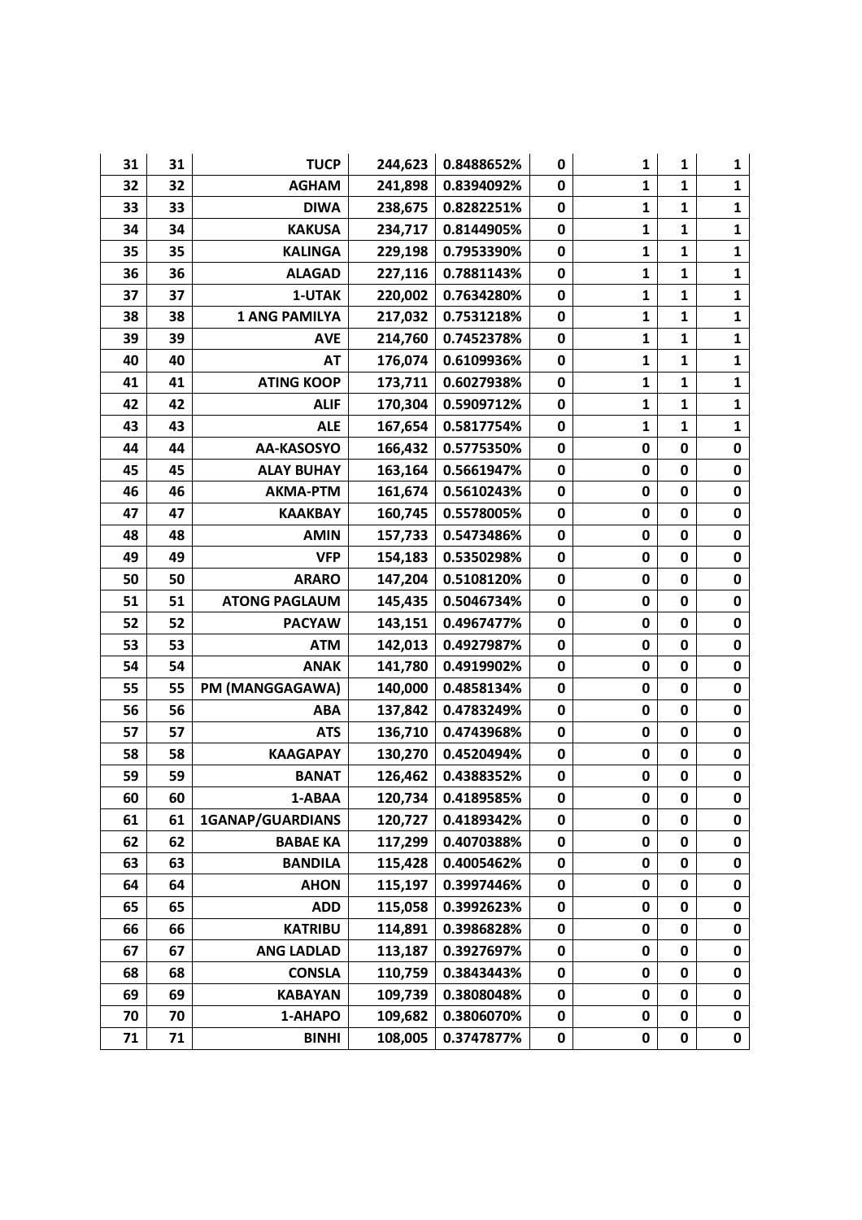| | | | | | | | | |
|---|---|---|---|---|---|---|---|---|
| 31 | 31 | TUCP | 244,623 | 0.8488652% | 0 | 1 | 1 | 1 |
| 32 | 32 | AGHAM | 241,898 | 0.8394092% | 0 | 1 | 1 | 1 |
| 33 | 33 | DIWA | 238,675 | 0.8282251% | 0 | 1 | 1 | 1 |
| 34 | 34 | KAKUSA | 234,717 | 0.8144905% | 0 | 1 | 1 | 1 |
| 35 | 35 | KALINGA | 229,198 | 0.7953390% | 0 | 1 | 1 | 1 |
| 36 | 36 | ALAGAD | 227,116 | 0.7881143% | 0 | 1 | 1 | 1 |
| 37 | 37 | 1-UTAK | 220,002 | 0.7634280% | 0 | 1 | 1 | 1 |
| 38 | 38 | 1 ANG PAMILYA | 217,032 | 0.7531218% | 0 | 1 | 1 | 1 |
| 39 | 39 | AVE | 214,760 | 0.7452378% | 0 | 1 | 1 | 1 |
| 40 | 40 | AT | 176,074 | 0.6109936% | 0 | 1 | 1 | 1 |
| 41 | 41 | ATING KOOP | 173,711 | 0.6027938% | 0 | 1 | 1 | 1 |
| 42 | 42 | ALIF | 170,304 | 0.5909712% | 0 | 1 | 1 | 1 |
| 43 | 43 | ALE | 167,654 | 0.5817754% | 0 | 1 | 1 | 1 |
| 44 | 44 | AA-KASOSYO | 166,432 | 0.5775350% | 0 | 0 | 0 | 0 |
| 45 | 45 | ALAY BUHAY | 163,164 | 0.5661947% | 0 | 0 | 0 | 0 |
| 46 | 46 | AKMA-PTM | 161,674 | 0.5610243% | 0 | 0 | 0 | 0 |
| 47 | 47 | KAAKBAY | 160,745 | 0.5578005% | 0 | 0 | 0 | 0 |
| 48 | 48 | AMIN | 157,733 | 0.5473486% | 0 | 0 | 0 | 0 |
| 49 | 49 | VFP | 154,183 | 0.5350298% | 0 | 0 | 0 | 0 |
| 50 | 50 | ARARO | 147,204 | 0.5108120% | 0 | 0 | 0 | 0 |
| 51 | 51 | ATONG PAGLAUM | 145,435 | 0.5046734% | 0 | 0 | 0 | 0 |
| 52 | 52 | PACYAW | 143,151 | 0.4967477% | 0 | 0 | 0 | 0 |
| 53 | 53 | ATM | 142,013 | 0.4927987% | 0 | 0 | 0 | 0 |
| 54 | 54 | ANAK | 141,780 | 0.4919902% | 0 | 0 | 0 | 0 |
| 55 | 55 | PM (MANGGAGAWA) | 140,000 | 0.4858134% | 0 | 0 | 0 | 0 |
| 56 | 56 | ABA | 137,842 | 0.4783249% | 0 | 0 | 0 | 0 |
| 57 | 57 | ATS | 136,710 | 0.4743968% | 0 | 0 | 0 | 0 |
| 58 | 58 | KAAGAPAY | 130,270 | 0.4520494% | 0 | 0 | 0 | 0 |
| 59 | 59 | BANAT | 126,462 | 0.4388352% | 0 | 0 | 0 | 0 |
| 60 | 60 | 1-ABAA | 120,734 | 0.4189585% | 0 | 0 | 0 | 0 |
| 61 | 61 | 1GANAP/GUARDIANS | 120,727 | 0.4189342% | 0 | 0 | 0 | 0 |
| 62 | 62 | BABAE KA | 117,299 | 0.4070388% | 0 | 0 | 0 | 0 |
| 63 | 63 | BANDILA | 115,428 | 0.4005462% | 0 | 0 | 0 | 0 |
| 64 | 64 | AHON | 115,197 | 0.3997446% | 0 | 0 | 0 | 0 |
| 65 | 65 | ADD | 115,058 | 0.3992623% | 0 | 0 | 0 | 0 |
| 66 | 66 | KATRIBU | 114,891 | 0.3986828% | 0 | 0 | 0 | 0 |
| 67 | 67 | ANG LADLAD | 113,187 | 0.3927697% | 0 | 0 | 0 | 0 |
| 68 | 68 | CONSLA | 110,759 | 0.3843443% | 0 | 0 | 0 | 0 |
| 69 | 69 | KABAYAN | 109,739 | 0.3808048% | 0 | 0 | 0 | 0 |
| 70 | 70 | 1-AHAPO | 109,682 | 0.3806070% | 0 | 0 | 0 | 0 |
| 71 | 71 | BINHI | 108,005 | 0.3747877% | 0 | 0 | 0 | 0 |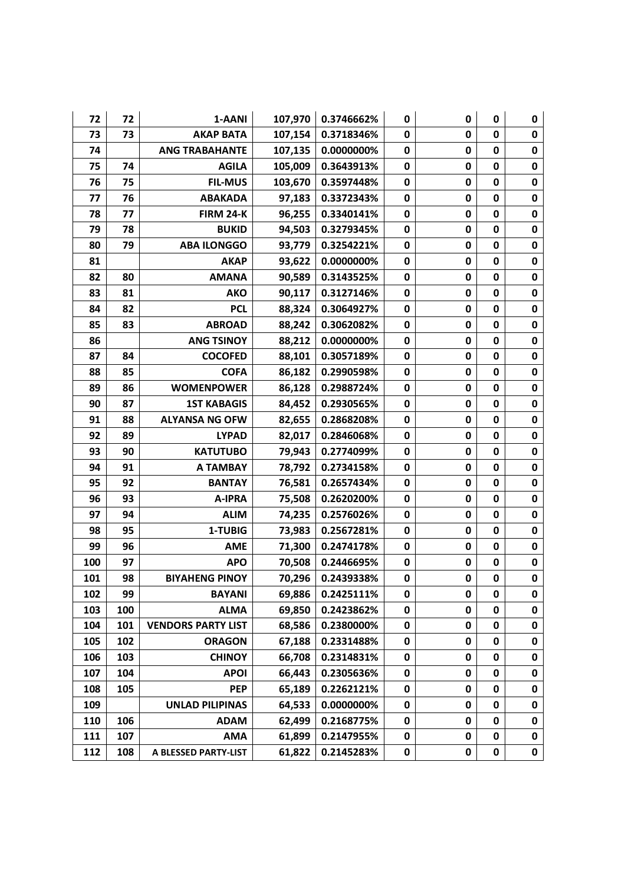| | | | | | | | | |
|---|---|---|---|---|---|---|---|---|
| 72 | 72 | 1-AANI | 107,970 | 0.3746662% | 0 | 0 | 0 | 0 |
| 73 | 73 | AKAP BATA | 107,154 | 0.3718346% | 0 | 0 | 0 | 0 |
| 74 | | ANG TRABAHANTE | 107,135 | 0.0000000% | 0 | 0 | 0 | 0 |
| 75 | 74 | AGILA | 105,009 | 0.3643913% | 0 | 0 | 0 | 0 |
| 76 | 75 | FIL-MUS | 103,670 | 0.3597448% | 0 | 0 | 0 | 0 |
| 77 | 76 | ABAKADA | 97,183 | 0.3372343% | 0 | 0 | 0 | 0 |
| 78 | 77 | FIRM 24-K | 96,255 | 0.3340141% | 0 | 0 | 0 | 0 |
| 79 | 78 | BUKID | 94,503 | 0.3279345% | 0 | 0 | 0 | 0 |
| 80 | 79 | ABA ILONGGO | 93,779 | 0.3254221% | 0 | 0 | 0 | 0 |
| 81 | | AKAP | 93,622 | 0.0000000% | 0 | 0 | 0 | 0 |
| 82 | 80 | AMANA | 90,589 | 0.3143525% | 0 | 0 | 0 | 0 |
| 83 | 81 | AKO | 90,117 | 0.3127146% | 0 | 0 | 0 | 0 |
| 84 | 82 | PCL | 88,324 | 0.3064927% | 0 | 0 | 0 | 0 |
| 85 | 83 | ABROAD | 88,242 | 0.3062082% | 0 | 0 | 0 | 0 |
| 86 | | ANG TSINOY | 88,212 | 0.0000000% | 0 | 0 | 0 | 0 |
| 87 | 84 | COCOFED | 88,101 | 0.3057189% | 0 | 0 | 0 | 0 |
| 88 | 85 | COFA | 86,182 | 0.2990598% | 0 | 0 | 0 | 0 |
| 89 | 86 | WOMENPOWER | 86,128 | 0.2988724% | 0 | 0 | 0 | 0 |
| 90 | 87 | 1ST KABAGIS | 84,452 | 0.2930565% | 0 | 0 | 0 | 0 |
| 91 | 88 | ALYANSA NG OFW | 82,655 | 0.2868208% | 0 | 0 | 0 | 0 |
| 92 | 89 | LYPAD | 82,017 | 0.2846068% | 0 | 0 | 0 | 0 |
| 93 | 90 | KATUTUBO | 79,943 | 0.2774099% | 0 | 0 | 0 | 0 |
| 94 | 91 | A TAMBAY | 78,792 | 0.2734158% | 0 | 0 | 0 | 0 |
| 95 | 92 | BANTAY | 76,581 | 0.2657434% | 0 | 0 | 0 | 0 |
| 96 | 93 | A-IPRA | 75,508 | 0.2620200% | 0 | 0 | 0 | 0 |
| 97 | 94 | ALIM | 74,235 | 0.2576026% | 0 | 0 | 0 | 0 |
| 98 | 95 | 1-TUBIG | 73,983 | 0.2567281% | 0 | 0 | 0 | 0 |
| 99 | 96 | AME | 71,300 | 0.2474178% | 0 | 0 | 0 | 0 |
| 100 | 97 | APO | 70,508 | 0.2446695% | 0 | 0 | 0 | 0 |
| 101 | 98 | BIYAHENG PINOY | 70,296 | 0.2439338% | 0 | 0 | 0 | 0 |
| 102 | 99 | BAYANI | 69,886 | 0.2425111% | 0 | 0 | 0 | 0 |
| 103 | 100 | ALMA | 69,850 | 0.2423862% | 0 | 0 | 0 | 0 |
| 104 | 101 | VENDORS PARTY LIST | 68,586 | 0.2380000% | 0 | 0 | 0 | 0 |
| 105 | 102 | ORAGON | 67,188 | 0.2331488% | 0 | 0 | 0 | 0 |
| 106 | 103 | CHINOY | 66,708 | 0.2314831% | 0 | 0 | 0 | 0 |
| 107 | 104 | APOI | 66,443 | 0.2305636% | 0 | 0 | 0 | 0 |
| 108 | 105 | PEP | 65,189 | 0.2262121% | 0 | 0 | 0 | 0 |
| 109 | | UNLAD PILIPINAS | 64,533 | 0.0000000% | 0 | 0 | 0 | 0 |
| 110 | 106 | ADAM | 62,499 | 0.2168775% | 0 | 0 | 0 | 0 |
| 111 | 107 | AMA | 61,899 | 0.2147955% | 0 | 0 | 0 | 0 |
| 112 | 108 | A BLESSED PARTY-LIST | 61,822 | 0.2145283% | 0 | 0 | 0 | 0 |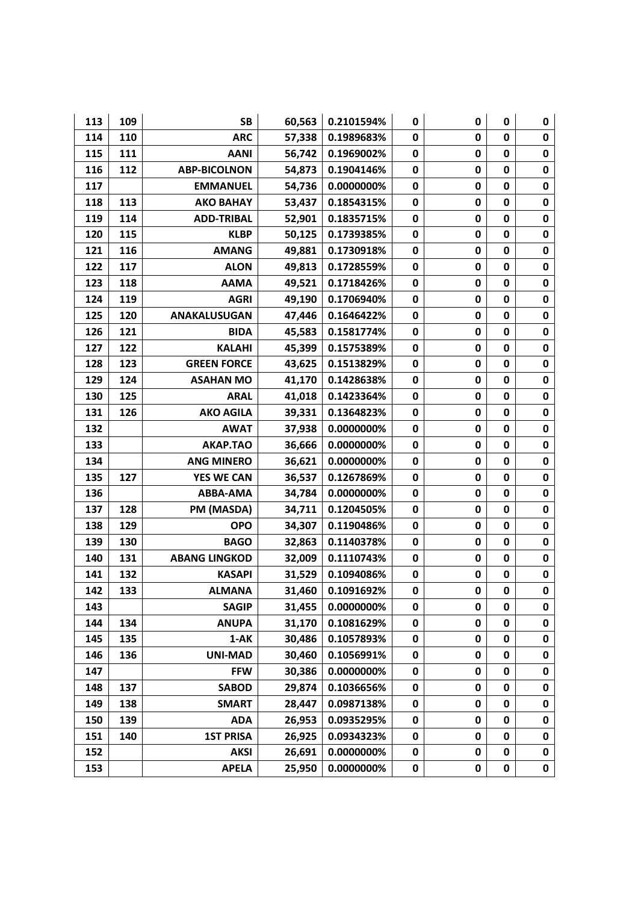| | | | | | | | | |
|---|---|---|---|---|---|---|---|---|
| 113 | 109 | SB | 60,563 | 0.2101594% | 0 | 0 | 0 | 0 |
| 114 | 110 | ARC | 57,338 | 0.1989683% | 0 | 0 | 0 | 0 |
| 115 | 111 | AANI | 56,742 | 0.1969002% | 0 | 0 | 0 | 0 |
| 116 | 112 | ABP-BICOLNON | 54,873 | 0.1904146% | 0 | 0 | 0 | 0 |
| 117 | | EMMANUEL | 54,736 | 0.0000000% | 0 | 0 | 0 | 0 |
| 118 | 113 | AKO BAHAY | 53,437 | 0.1854315% | 0 | 0 | 0 | 0 |
| 119 | 114 | ADD-TRIBAL | 52,901 | 0.1835715% | 0 | 0 | 0 | 0 |
| 120 | 115 | KLBP | 50,125 | 0.1739385% | 0 | 0 | 0 | 0 |
| 121 | 116 | AMANG | 49,881 | 0.1730918% | 0 | 0 | 0 | 0 |
| 122 | 117 | ALON | 49,813 | 0.1728559% | 0 | 0 | 0 | 0 |
| 123 | 118 | AAMA | 49,521 | 0.1718426% | 0 | 0 | 0 | 0 |
| 124 | 119 | AGRI | 49,190 | 0.1706940% | 0 | 0 | 0 | 0 |
| 125 | 120 | ANAKALUSUGAN | 47,446 | 0.1646422% | 0 | 0 | 0 | 0 |
| 126 | 121 | BIDA | 45,583 | 0.1581774% | 0 | 0 | 0 | 0 |
| 127 | 122 | KALAHI | 45,399 | 0.1575389% | 0 | 0 | 0 | 0 |
| 128 | 123 | GREEN FORCE | 43,625 | 0.1513829% | 0 | 0 | 0 | 0 |
| 129 | 124 | ASAHAN MO | 41,170 | 0.1428638% | 0 | 0 | 0 | 0 |
| 130 | 125 | ARAL | 41,018 | 0.1423364% | 0 | 0 | 0 | 0 |
| 131 | 126 | AKO AGILA | 39,331 | 0.1364823% | 0 | 0 | 0 | 0 |
| 132 | | AWAT | 37,938 | 0.0000000% | 0 | 0 | 0 | 0 |
| 133 | | AKAP.TAO | 36,666 | 0.0000000% | 0 | 0 | 0 | 0 |
| 134 | | ANG MINERO | 36,621 | 0.0000000% | 0 | 0 | 0 | 0 |
| 135 | 127 | YES WE CAN | 36,537 | 0.1267869% | 0 | 0 | 0 | 0 |
| 136 | | ABBA-AMA | 34,784 | 0.0000000% | 0 | 0 | 0 | 0 |
| 137 | 128 | PM (MASDA) | 34,711 | 0.1204505% | 0 | 0 | 0 | 0 |
| 138 | 129 | OPO | 34,307 | 0.1190486% | 0 | 0 | 0 | 0 |
| 139 | 130 | BAGO | 32,863 | 0.1140378% | 0 | 0 | 0 | 0 |
| 140 | 131 | ABANG LINGKOD | 32,009 | 0.1110743% | 0 | 0 | 0 | 0 |
| 141 | 132 | KASAPI | 31,529 | 0.1094086% | 0 | 0 | 0 | 0 |
| 142 | 133 | ALMANA | 31,460 | 0.1091692% | 0 | 0 | 0 | 0 |
| 143 | | SAGIP | 31,455 | 0.0000000% | 0 | 0 | 0 | 0 |
| 144 | 134 | ANUPA | 31,170 | 0.1081629% | 0 | 0 | 0 | 0 |
| 145 | 135 | 1-AK | 30,486 | 0.1057893% | 0 | 0 | 0 | 0 |
| 146 | 136 | UNI-MAD | 30,460 | 0.1056991% | 0 | 0 | 0 | 0 |
| 147 | | FFW | 30,386 | 0.0000000% | 0 | 0 | 0 | 0 |
| 148 | 137 | SABOD | 29,874 | 0.1036656% | 0 | 0 | 0 | 0 |
| 149 | 138 | SMART | 28,447 | 0.0987138% | 0 | 0 | 0 | 0 |
| 150 | 139 | ADA | 26,953 | 0.0935295% | 0 | 0 | 0 | 0 |
| 151 | 140 | 1ST PRISA | 26,925 | 0.0934323% | 0 | 0 | 0 | 0 |
| 152 | | AKSI | 26,691 | 0.0000000% | 0 | 0 | 0 | 0 |
| 153 | | APELA | 25,950 | 0.0000000% | 0 | 0 | 0 | 0 |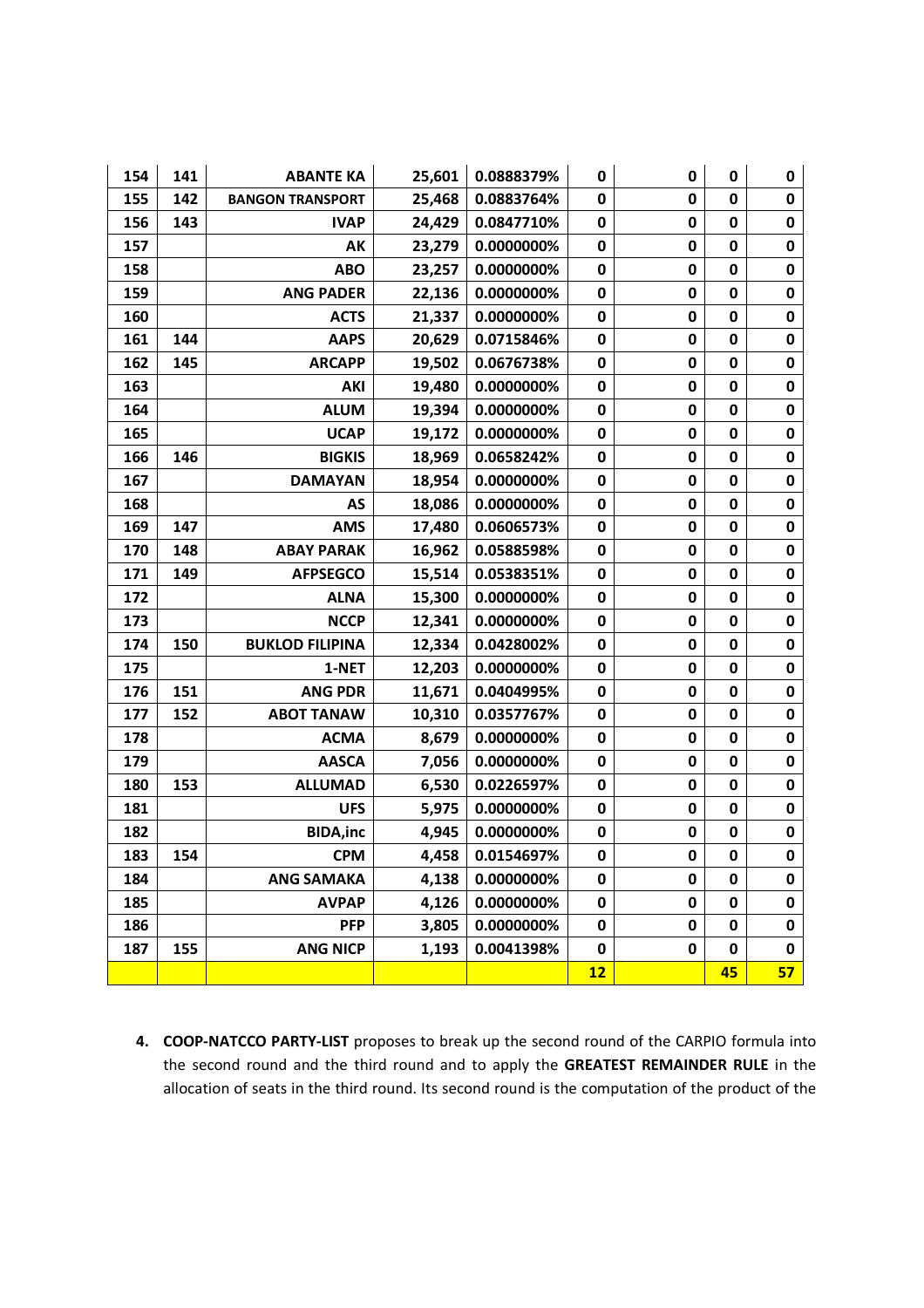| | | | | | | | | |
|---|---|---|---|---|---|---|---|---|
| 154 | 141 | ABANTE KA | 25,601 | 0.0888379% | 0 | 0 | 0 | 0 |
| 155 | 142 | BANGON TRANSPORT | 25,468 | 0.0883764% | 0 | 0 | 0 | 0 |
| 156 | 143 | IVAP | 24,429 | 0.0847710% | 0 | 0 | 0 | 0 |
| 157 | | AK | 23,279 | 0.0000000% | 0 | 0 | 0 | 0 |
| 158 | | ABO | 23,257 | 0.0000000% | 0 | 0 | 0 | 0 |
| 159 | | ANG PADER | 22,136 | 0.0000000% | 0 | 0 | 0 | 0 |
| 160 | | ACTS | 21,337 | 0.0000000% | 0 | 0 | 0 | 0 |
| 161 | 144 | AAPS | 20,629 | 0.0715846% | 0 | 0 | 0 | 0 |
| 162 | 145 | ARCAPP | 19,502 | 0.0676738% | 0 | 0 | 0 | 0 |
| 163 | | AKI | 19,480 | 0.0000000% | 0 | 0 | 0 | 0 |
| 164 | | ALUM | 19,394 | 0.0000000% | 0 | 0 | 0 | 0 |
| 165 | | UCAP | 19,172 | 0.0000000% | 0 | 0 | 0 | 0 |
| 166 | 146 | BIGKIS | 18,969 | 0.0658242% | 0 | 0 | 0 | 0 |
| 167 | | DAMAYAN | 18,954 | 0.0000000% | 0 | 0 | 0 | 0 |
| 168 | | AS | 18,086 | 0.0000000% | 0 | 0 | 0 | 0 |
| 169 | 147 | AMS | 17,480 | 0.0606573% | 0 | 0 | 0 | 0 |
| 170 | 148 | ABAY PARAK | 16,962 | 0.0588598% | 0 | 0 | 0 | 0 |
| 171 | 149 | AFPSEGCO | 15,514 | 0.0538351% | 0 | 0 | 0 | 0 |
| 172 | | ALNA | 15,300 | 0.0000000% | 0 | 0 | 0 | 0 |
| 173 | | NCCP | 12,341 | 0.0000000% | 0 | 0 | 0 | 0 |
| 174 | 150 | BUKLOD FILIPINA | 12,334 | 0.0428002% | 0 | 0 | 0 | 0 |
| 175 | | 1-NET | 12,203 | 0.0000000% | 0 | 0 | 0 | 0 |
| 176 | 151 | ANG PDR | 11,671 | 0.0404995% | 0 | 0 | 0 | 0 |
| 177 | 152 | ABOT TANAW | 10,310 | 0.0357767% | 0 | 0 | 0 | 0 |
| 178 | | ACMA | 8,679 | 0.0000000% | 0 | 0 | 0 | 0 |
| 179 | | AASCA | 7,056 | 0.0000000% | 0 | 0 | 0 | 0 |
| 180 | 153 | ALLUMAD | 6,530 | 0.0226597% | 0 | 0 | 0 | 0 |
| 181 | | UFS | 5,975 | 0.0000000% | 0 | 0 | 0 | 0 |
| 182 | | BIDA,inc | 4,945 | 0.0000000% | 0 | 0 | 0 | 0 |
| 183 | 154 | CPM | 4,458 | 0.0154697% | 0 | 0 | 0 | 0 |
| 184 | | ANG SAMAKA | 4,138 | 0.0000000% | 0 | 0 | 0 | 0 |
| 185 | | AVPAP | 4,126 | 0.0000000% | 0 | 0 | 0 | 0 |
| 186 | | PFP | 3,805 | 0.0000000% | 0 | 0 | 0 | 0 |
| 187 | 155 | ANG NICP | 1,193 | 0.0041398% | 0 | 0 | 0 | 0 |
| | | | | | **12** | | **45** | **57** |

4. **COOP-NATCCO PARTY-LIST** proposes to break up the second round of the CARPIO formula into the second round and the third round and to apply the **GREATEST REMAINDER RULE** in the allocation of seats in the third round. Its second round is the computation of the product of the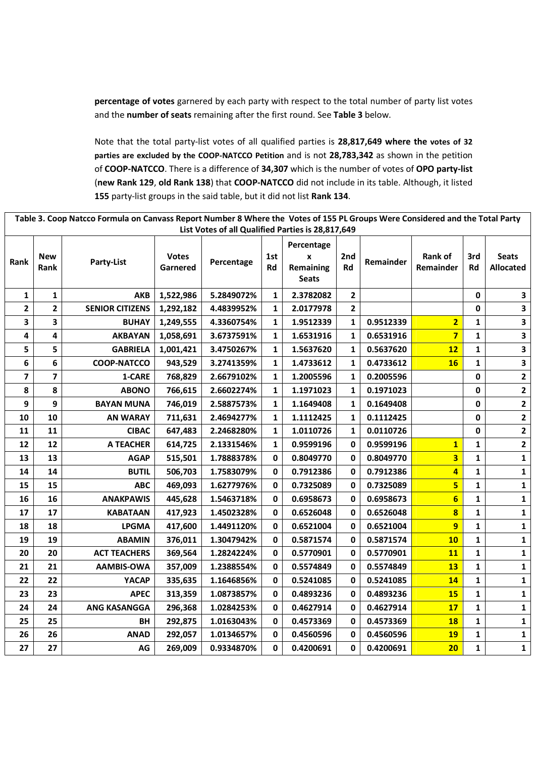**percentage of votes** garnered by each party with respect to the total number of party list votes and the **number of seats** remaining after the first round. See **Table 3** below.

Note that the total party-list votes of all qualified parties is **28,817,649 where the votes of 32 parties are excluded by the COOP-NATCCO Petition** and is not **28,783,342** as shown in the petition of **COOP-NATCCO**. There is a difference of **34,307** which is the number of votes of **OPO party-list** (**new Rank 129**, **old Rank 138**) that **COOP-NATCCO** did not include in its table. Although, it listed **155** party-list groups in the said table, but it did not list **Rank 134**.

**Table 3. Coop Natcco Formula on Canvass Report Number 8 Where the Votes of 155 PL Groups Were Considered and the Total Party List Votes of all Qualified Parties is 28,817,649**

| Rank | New Rank | Party-List | Votes Garnered | Percentage | 1st Rd | Percentage x Remaining Seats | 2nd Rd | Remainder | Rank of Remainder | 3rd Rd | Seats Allocated |
|---|---|---|---|---|---|---|---|---|---|---|---|
| 1 | 1 | AKB | 1,522,986 | 5.2849072% | 1 | 2.3782082 | 2 | | | 0 | 3 |
| 2 | 2 | SENIOR CITIZENS | 1,292,182 | 4.4839952% | 1 | 2.0177978 | 2 | | | 0 | 3 |
| 3 | 3 | BUHAY | 1,249,555 | 4.3360754% | 1 | 1.9512339 | 1 | 0.9512339 | 2 | 1 | 3 |
| 4 | 4 | AKBAYAN | 1,058,691 | 3.6737591% | 1 | 1.6531916 | 1 | 0.6531916 | 7 | 1 | 3 |
| 5 | 5 | GABRIELA | 1,001,421 | 3.4750267% | 1 | 1.5637620 | 1 | 0.5637620 | 12 | 1 | 3 |
| 6 | 6 | COOP-NATCCO | 943,529 | 3.2741359% | 1 | 1.4733612 | 1 | 0.4733612 | 16 | 1 | 3 |
| 7 | 7 | 1-CARE | 768,829 | 2.6679102% | 1 | 1.2005596 | 1 | 0.2005596 | | 0 | 2 |
| 8 | 8 | ABONO | 766,615 | 2.6602274% | 1 | 1.1971023 | 1 | 0.1971023 | | 0 | 2 |
| 9 | 9 | BAYAN MUNA | 746,019 | 2.5887573% | 1 | 1.1649408 | 1 | 0.1649408 | | 0 | 2 |
| 10 | 10 | AN WARAY | 711,631 | 2.4694277% | 1 | 1.1112425 | 1 | 0.1112425 | | 0 | 2 |
| 11 | 11 | CIBAC | 647,483 | 2.2468280% | 1 | 1.0110726 | 1 | 0.0110726 | | 0 | 2 |
| 12 | 12 | A TEACHER | 614,725 | 2.1331546% | 1 | 0.9599196 | 0 | 0.9599196 | 1 | 1 | 2 |
| 13 | 13 | AGAP | 515,501 | 1.7888378% | 0 | 0.8049770 | 0 | 0.8049770 | 3 | 1 | 1 |
| 14 | 14 | BUTIL | 506,703 | 1.7583079% | 0 | 0.7912386 | 0 | 0.7912386 | 4 | 1 | 1 |
| 15 | 15 | ABC | 469,093 | 1.6277976% | 0 | 0.7325089 | 0 | 0.7325089 | 5 | 1 | 1 |
| 16 | 16 | ANAKPAWIS | 445,628 | 1.5463718% | 0 | 0.6958673 | 0 | 0.6958673 | 6 | 1 | 1 |
| 17 | 17 | KABATAAN | 417,923 | 1.4502328% | 0 | 0.6526048 | 0 | 0.6526048 | 8 | 1 | 1 |
| 18 | 18 | LPGMA | 417,600 | 1.4491120% | 0 | 0.6521004 | 0 | 0.6521004 | 9 | 1 | 1 |
| 19 | 19 | ABAMIN | 376,011 | 1.3047942% | 0 | 0.5871574 | 0 | 0.5871574 | 10 | 1 | 1 |
| 20 | 20 | ACT TEACHERS | 369,564 | 1.2824224% | 0 | 0.5770901 | 0 | 0.5770901 | 11 | 1 | 1 |
| 21 | 21 | AAMBIS-OWA | 357,009 | 1.2388554% | 0 | 0.5574849 | 0 | 0.5574849 | 13 | 1 | 1 |
| 22 | 22 | YACAP | 335,635 | 1.1646856% | 0 | 0.5241085 | 0 | 0.5241085 | 14 | 1 | 1 |
| 23 | 23 | APEC | 313,359 | 1.0873857% | 0 | 0.4893236 | 0 | 0.4893236 | 15 | 1 | 1 |
| 24 | 24 | ANG KASANGGA | 296,368 | 1.0284253% | 0 | 0.4627914 | 0 | 0.4627914 | 17 | 1 | 1 |
| 25 | 25 | BH | 292,875 | 1.0163043% | 0 | 0.4573369 | 0 | 0.4573369 | 18 | 1 | 1 |
| 26 | 26 | ANAD | 292,057 | 1.0134657% | 0 | 0.4560596 | 0 | 0.4560596 | 19 | 1 | 1 |
| 27 | 27 | AG | 269,009 | 0.9334870% | 0 | 0.4200691 | 0 | 0.4200691 | 20 | 1 | 1 |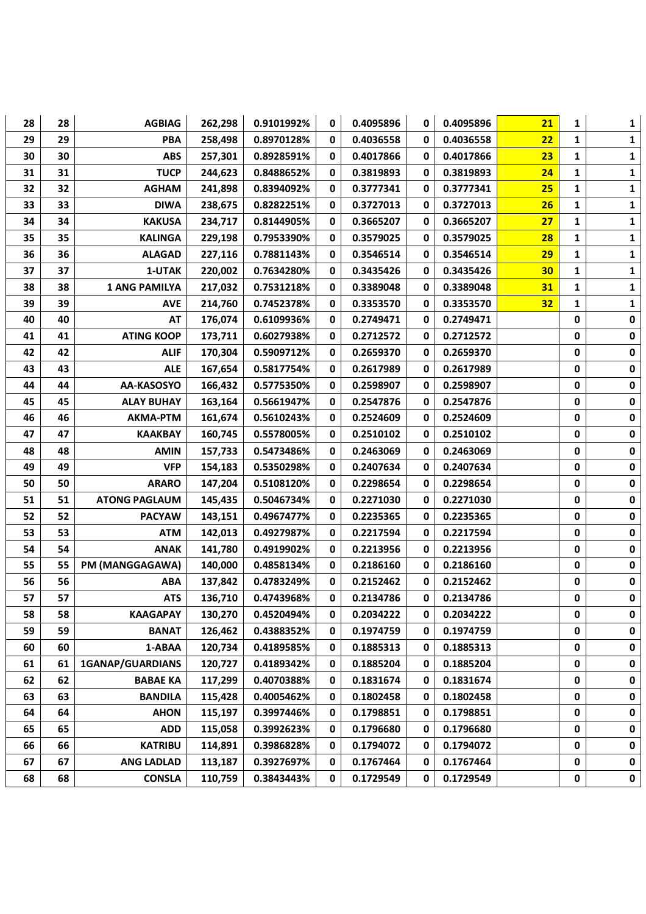| | | | | | | | | | | | |
|---|---|---|---|---|---|---|---|---|---|---|---|
| 28 | 28 | AGBIAG | 262,298 | 0.9101992% | 0 | 0.4095896 | 0 | 0.4095896 | 21 | 1 | 1 |
| 29 | 29 | PBA | 258,498 | 0.8970128% | 0 | 0.4036558 | 0 | 0.4036558 | 22 | 1 | 1 |
| 30 | 30 | ABS | 257,301 | 0.8928591% | 0 | 0.4017866 | 0 | 0.4017866 | 23 | 1 | 1 |
| 31 | 31 | TUCP | 244,623 | 0.8488652% | 0 | 0.3819893 | 0 | 0.3819893 | 24 | 1 | 1 |
| 32 | 32 | AGHAM | 241,898 | 0.8394092% | 0 | 0.3777341 | 0 | 0.3777341 | 25 | 1 | 1 |
| 33 | 33 | DIWA | 238,675 | 0.8282251% | 0 | 0.3727013 | 0 | 0.3727013 | 26 | 1 | 1 |
| 34 | 34 | KAKUSA | 234,717 | 0.8144905% | 0 | 0.3665207 | 0 | 0.3665207 | 27 | 1 | 1 |
| 35 | 35 | KALINGA | 229,198 | 0.7953390% | 0 | 0.3579025 | 0 | 0.3579025 | 28 | 1 | 1 |
| 36 | 36 | ALAGAD | 227,116 | 0.7881143% | 0 | 0.3546514 | 0 | 0.3546514 | 29 | 1 | 1 |
| 37 | 37 | 1-UTAK | 220,002 | 0.7634280% | 0 | 0.3435426 | 0 | 0.3435426 | 30 | 1 | 1 |
| 38 | 38 | 1 ANG PAMILYA | 217,032 | 0.7531218% | 0 | 0.3389048 | 0 | 0.3389048 | 31 | 1 | 1 |
| 39 | 39 | AVE | 214,760 | 0.7452378% | 0 | 0.3353570 | 0 | 0.3353570 | 32 | 1 | 1 |
| 40 | 40 | AT | 176,074 | 0.6109936% | 0 | 0.2749471 | 0 | 0.2749471 | | 0 | 0 |
| 41 | 41 | ATING KOOP | 173,711 | 0.6027938% | 0 | 0.2712572 | 0 | 0.2712572 | | 0 | 0 |
| 42 | 42 | ALIF | 170,304 | 0.5909712% | 0 | 0.2659370 | 0 | 0.2659370 | | 0 | 0 |
| 43 | 43 | ALE | 167,654 | 0.5817754% | 0 | 0.2617989 | 0 | 0.2617989 | | 0 | 0 |
| 44 | 44 | AA-KASOSYO | 166,432 | 0.5775350% | 0 | 0.2598907 | 0 | 0.2598907 | | 0 | 0 |
| 45 | 45 | ALAY BUHAY | 163,164 | 0.5661947% | 0 | 0.2547876 | 0 | 0.2547876 | | 0 | 0 |
| 46 | 46 | AKMA-PTM | 161,674 | 0.5610243% | 0 | 0.2524609 | 0 | 0.2524609 | | 0 | 0 |
| 47 | 47 | KAAKBAY | 160,745 | 0.5578005% | 0 | 0.2510102 | 0 | 0.2510102 | | 0 | 0 |
| 48 | 48 | AMIN | 157,733 | 0.5473486% | 0 | 0.2463069 | 0 | 0.2463069 | | 0 | 0 |
| 49 | 49 | VFP | 154,183 | 0.5350298% | 0 | 0.2407634 | 0 | 0.2407634 | | 0 | 0 |
| 50 | 50 | ARARO | 147,204 | 0.5108120% | 0 | 0.2298654 | 0 | 0.2298654 | | 0 | 0 |
| 51 | 51 | ATONG PAGLAUM | 145,435 | 0.5046734% | 0 | 0.2271030 | 0 | 0.2271030 | | 0 | 0 |
| 52 | 52 | PACYAW | 143,151 | 0.4967477% | 0 | 0.2235365 | 0 | 0.2235365 | | 0 | 0 |
| 53 | 53 | ATM | 142,013 | 0.4927987% | 0 | 0.2217594 | 0 | 0.2217594 | | 0 | 0 |
| 54 | 54 | ANAK | 141,780 | 0.4919902% | 0 | 0.2213956 | 0 | 0.2213956 | | 0 | 0 |
| 55 | 55 | PM (MANGGAGAWA) | 140,000 | 0.4858134% | 0 | 0.2186160 | 0 | 0.2186160 | | 0 | 0 |
| 56 | 56 | ABA | 137,842 | 0.4783249% | 0 | 0.2152462 | 0 | 0.2152462 | | 0 | 0 |
| 57 | 57 | ATS | 136,710 | 0.4743968% | 0 | 0.2134786 | 0 | 0.2134786 | | 0 | 0 |
| 58 | 58 | KAAGAPAY | 130,270 | 0.4520494% | 0 | 0.2034222 | 0 | 0.2034222 | | 0 | 0 |
| 59 | 59 | BANAT | 126,462 | 0.4388352% | 0 | 0.1974759 | 0 | 0.1974759 | | 0 | 0 |
| 60 | 60 | 1-ABAA | 120,734 | 0.4189585% | 0 | 0.1885313 | 0 | 0.1885313 | | 0 | 0 |
| 61 | 61 | 1GANAP/GUARDIANS | 120,727 | 0.4189342% | 0 | 0.1885204 | 0 | 0.1885204 | | 0 | 0 |
| 62 | 62 | BABAE KA | 117,299 | 0.4070388% | 0 | 0.1831674 | 0 | 0.1831674 | | 0 | 0 |
| 63 | 63 | BANDILA | 115,428 | 0.4005462% | 0 | 0.1802458 | 0 | 0.1802458 | | 0 | 0 |
| 64 | 64 | AHON | 115,197 | 0.3997446% | 0 | 0.1798851 | 0 | 0.1798851 | | 0 | 0 |
| 65 | 65 | ADD | 115,058 | 0.3992623% | 0 | 0.1796680 | 0 | 0.1796680 | | 0 | 0 |
| 66 | 66 | KATRIBU | 114,891 | 0.3986828% | 0 | 0.1794072 | 0 | 0.1794072 | | 0 | 0 |
| 67 | 67 | ANG LADLAD | 113,187 | 0.3927697% | 0 | 0.1767464 | 0 | 0.1767464 | | 0 | 0 |
| 68 | 68 | CONSLA | 110,759 | 0.3843443% | 0 | 0.1729549 | 0 | 0.1729549 | | 0 | 0 |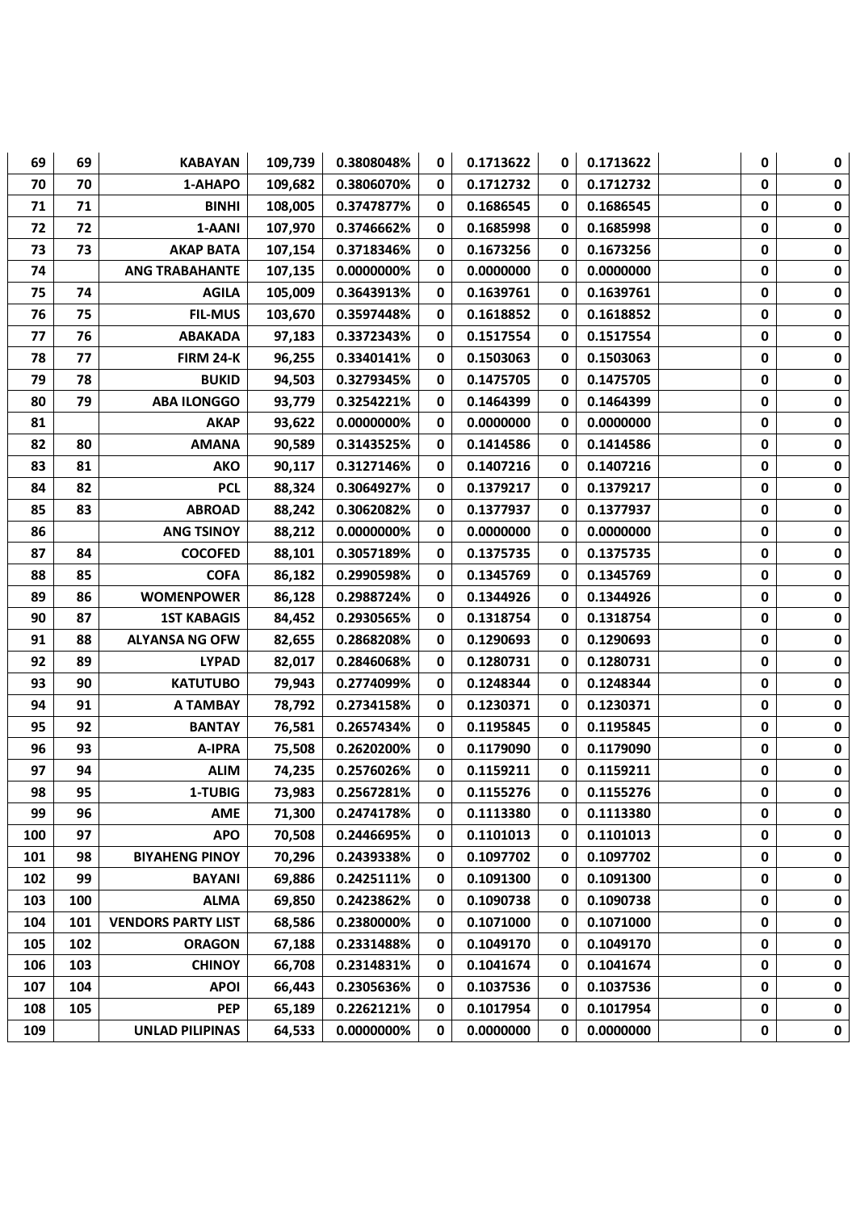| | | | | | | | | | | | |
|---|---|---|---|---|---|---|---|---|---|---|---|
| 69 | 69 | KABAYAN | 109,739 | 0.3808048% | 0 | 0.1713622 | 0 | 0.1713622 | | 0 | 0 |
| 70 | 70 | 1-AHAPO | 109,682 | 0.3806070% | 0 | 0.1712732 | 0 | 0.1712732 | | 0 | 0 |
| 71 | 71 | BINHI | 108,005 | 0.3747877% | 0 | 0.1686545 | 0 | 0.1686545 | | 0 | 0 |
| 72 | 72 | 1-AANI | 107,970 | 0.3746662% | 0 | 0.1685998 | 0 | 0.1685998 | | 0 | 0 |
| 73 | 73 | AKAP BATA | 107,154 | 0.3718346% | 0 | 0.1673256 | 0 | 0.1673256 | | 0 | 0 |
| 74 | | ANG TRABAHANTE | 107,135 | 0.0000000% | 0 | 0.0000000 | 0 | 0.0000000 | | 0 | 0 |
| 75 | 74 | AGILA | 105,009 | 0.3643913% | 0 | 0.1639761 | 0 | 0.1639761 | | 0 | 0 |
| 76 | 75 | FIL-MUS | 103,670 | 0.3597448% | 0 | 0.1618852 | 0 | 0.1618852 | | 0 | 0 |
| 77 | 76 | ABAKADA | 97,183 | 0.3372343% | 0 | 0.1517554 | 0 | 0.1517554 | | 0 | 0 |
| 78 | 77 | FIRM 24-K | 96,255 | 0.3340141% | 0 | 0.1503063 | 0 | 0.1503063 | | 0 | 0 |
| 79 | 78 | BUKID | 94,503 | 0.3279345% | 0 | 0.1475705 | 0 | 0.1475705 | | 0 | 0 |
| 80 | 79 | ABA ILONGGO | 93,779 | 0.3254221% | 0 | 0.1464399 | 0 | 0.1464399 | | 0 | 0 |
| 81 | | AKAP | 93,622 | 0.0000000% | 0 | 0.0000000 | 0 | 0.0000000 | | 0 | 0 |
| 82 | 80 | AMANA | 90,589 | 0.3143525% | 0 | 0.1414586 | 0 | 0.1414586 | | 0 | 0 |
| 83 | 81 | AKO | 90,117 | 0.3127146% | 0 | 0.1407216 | 0 | 0.1407216 | | 0 | 0 |
| 84 | 82 | PCL | 88,324 | 0.3064927% | 0 | 0.1379217 | 0 | 0.1379217 | | 0 | 0 |
| 85 | 83 | ABROAD | 88,242 | 0.3062082% | 0 | 0.1377937 | 0 | 0.1377937 | | 0 | 0 |
| 86 | | ANG TSINOY | 88,212 | 0.0000000% | 0 | 0.0000000 | 0 | 0.0000000 | | 0 | 0 |
| 87 | 84 | COCOFED | 88,101 | 0.3057189% | 0 | 0.1375735 | 0 | 0.1375735 | | 0 | 0 |
| 88 | 85 | COFA | 86,182 | 0.2990598% | 0 | 0.1345769 | 0 | 0.1345769 | | 0 | 0 |
| 89 | 86 | WOMENPOWER | 86,128 | 0.2988724% | 0 | 0.1344926 | 0 | 0.1344926 | | 0 | 0 |
| 90 | 87 | 1ST KABAGIS | 84,452 | 0.2930565% | 0 | 0.1318754 | 0 | 0.1318754 | | 0 | 0 |
| 91 | 88 | ALYANSA NG OFW | 82,655 | 0.2868208% | 0 | 0.1290693 | 0 | 0.1290693 | | 0 | 0 |
| 92 | 89 | LYPAD | 82,017 | 0.2846068% | 0 | 0.1280731 | 0 | 0.1280731 | | 0 | 0 |
| 93 | 90 | KATUTUBO | 79,943 | 0.2774099% | 0 | 0.1248344 | 0 | 0.1248344 | | 0 | 0 |
| 94 | 91 | A TAMBAY | 78,792 | 0.2734158% | 0 | 0.1230371 | 0 | 0.1230371 | | 0 | 0 |
| 95 | 92 | BANTAY | 76,581 | 0.2657434% | 0 | 0.1195845 | 0 | 0.1195845 | | 0 | 0 |
| 96 | 93 | A-IPRA | 75,508 | 0.2620200% | 0 | 0.1179090 | 0 | 0.1179090 | | 0 | 0 |
| 97 | 94 | ALIM | 74,235 | 0.2576026% | 0 | 0.1159211 | 0 | 0.1159211 | | 0 | 0 |
| 98 | 95 | 1-TUBIG | 73,983 | 0.2567281% | 0 | 0.1155276 | 0 | 0.1155276 | | 0 | 0 |
| 99 | 96 | AME | 71,300 | 0.2474178% | 0 | 0.1113380 | 0 | 0.1113380 | | 0 | 0 |
| 100 | 97 | APO | 70,508 | 0.2446695% | 0 | 0.1101013 | 0 | 0.1101013 | | 0 | 0 |
| 101 | 98 | BIYAHENG PINOY | 70,296 | 0.2439338% | 0 | 0.1097702 | 0 | 0.1097702 | | 0 | 0 |
| 102 | 99 | BAYANI | 69,886 | 0.2425111% | 0 | 0.1091300 | 0 | 0.1091300 | | 0 | 0 |
| 103 | 100 | ALMA | 69,850 | 0.2423862% | 0 | 0.1090738 | 0 | 0.1090738 | | 0 | 0 |
| 104 | 101 | VENDORS PARTY LIST | 68,586 | 0.2380000% | 0 | 0.1071000 | 0 | 0.1071000 | | 0 | 0 |
| 105 | 102 | ORAGON | 67,188 | 0.2331488% | 0 | 0.1049170 | 0 | 0.1049170 | | 0 | 0 |
| 106 | 103 | CHINOY | 66,708 | 0.2314831% | 0 | 0.1041674 | 0 | 0.1041674 | | 0 | 0 |
| 107 | 104 | APOI | 66,443 | 0.2305636% | 0 | 0.1037536 | 0 | 0.1037536 | | 0 | 0 |
| 108 | 105 | PEP | 65,189 | 0.2262121% | 0 | 0.1017954 | 0 | 0.1017954 | | 0 | 0 |
| 109 | | UNLAD PILIPINAS | 64,533 | 0.0000000% | 0 | 0.0000000 | 0 | 0.0000000 | | 0 | 0 |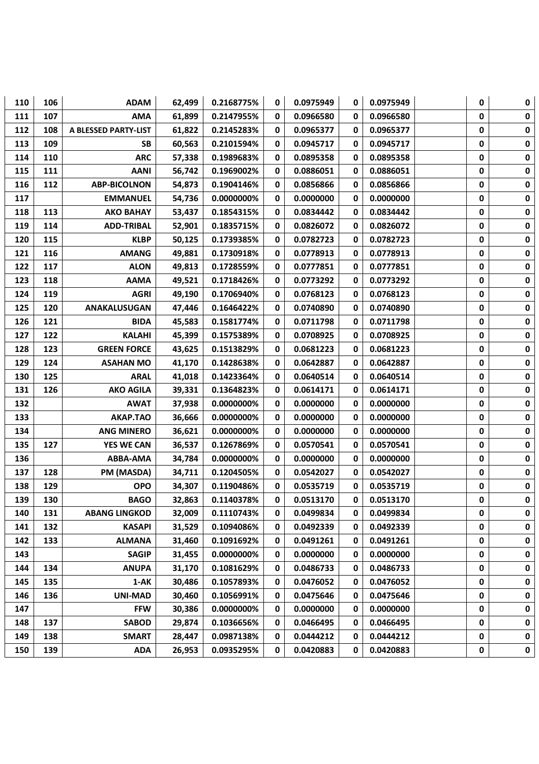| | | | | | | | | | | | |
|---|---|---|---|---|---|---|---|---|---|---|---|
| 110 | 106 | ADAM | 62,499 | 0.2168775% | 0 | 0.0975949 | 0 | 0.0975949 | | 0 | 0 |
| 111 | 107 | AMA | 61,899 | 0.2147955% | 0 | 0.0966580 | 0 | 0.0966580 | | 0 | 0 |
| 112 | 108 | A BLESSED PARTY-LIST | 61,822 | 0.2145283% | 0 | 0.0965377 | 0 | 0.0965377 | | 0 | 0 |
| 113 | 109 | SB | 60,563 | 0.2101594% | 0 | 0.0945717 | 0 | 0.0945717 | | 0 | 0 |
| 114 | 110 | ARC | 57,338 | 0.1989683% | 0 | 0.0895358 | 0 | 0.0895358 | | 0 | 0 |
| 115 | 111 | AANI | 56,742 | 0.1969002% | 0 | 0.0886051 | 0 | 0.0886051 | | 0 | 0 |
| 116 | 112 | ABP-BICOLNON | 54,873 | 0.1904146% | 0 | 0.0856866 | 0 | 0.0856866 | | 0 | 0 |
| 117 | | EMMANUEL | 54,736 | 0.0000000% | 0 | 0.0000000 | 0 | 0.0000000 | | 0 | 0 |
| 118 | 113 | AKO BAHAY | 53,437 | 0.1854315% | 0 | 0.0834442 | 0 | 0.0834442 | | 0 | 0 |
| 119 | 114 | ADD-TRIBAL | 52,901 | 0.1835715% | 0 | 0.0826072 | 0 | 0.0826072 | | 0 | 0 |
| 120 | 115 | KLBP | 50,125 | 0.1739385% | 0 | 0.0782723 | 0 | 0.0782723 | | 0 | 0 |
| 121 | 116 | AMANG | 49,881 | 0.1730918% | 0 | 0.0778913 | 0 | 0.0778913 | | 0 | 0 |
| 122 | 117 | ALON | 49,813 | 0.1728559% | 0 | 0.0777851 | 0 | 0.0777851 | | 0 | 0 |
| 123 | 118 | AAMA | 49,521 | 0.1718426% | 0 | 0.0773292 | 0 | 0.0773292 | | 0 | 0 |
| 124 | 119 | AGRI | 49,190 | 0.1706940% | 0 | 0.0768123 | 0 | 0.0768123 | | 0 | 0 |
| 125 | 120 | ANAKALUSUGAN | 47,446 | 0.1646422% | 0 | 0.0740890 | 0 | 0.0740890 | | 0 | 0 |
| 126 | 121 | BIDA | 45,583 | 0.1581774% | 0 | 0.0711798 | 0 | 0.0711798 | | 0 | 0 |
| 127 | 122 | KALAHI | 45,399 | 0.1575389% | 0 | 0.0708925 | 0 | 0.0708925 | | 0 | 0 |
| 128 | 123 | GREEN FORCE | 43,625 | 0.1513829% | 0 | 0.0681223 | 0 | 0.0681223 | | 0 | 0 |
| 129 | 124 | ASAHAN MO | 41,170 | 0.1428638% | 0 | 0.0642887 | 0 | 0.0642887 | | 0 | 0 |
| 130 | 125 | ARAL | 41,018 | 0.1423364% | 0 | 0.0640514 | 0 | 0.0640514 | | 0 | 0 |
| 131 | 126 | AKO AGILA | 39,331 | 0.1364823% | 0 | 0.0614171 | 0 | 0.0614171 | | 0 | 0 |
| 132 | | AWAT | 37,938 | 0.0000000% | 0 | 0.0000000 | 0 | 0.0000000 | | 0 | 0 |
| 133 | | AKAP.TAO | 36,666 | 0.0000000% | 0 | 0.0000000 | 0 | 0.0000000 | | 0 | 0 |
| 134 | | ANG MINERO | 36,621 | 0.0000000% | 0 | 0.0000000 | 0 | 0.0000000 | | 0 | 0 |
| 135 | 127 | YES WE CAN | 36,537 | 0.1267869% | 0 | 0.0570541 | 0 | 0.0570541 | | 0 | 0 |
| 136 | | ABBA-AMA | 34,784 | 0.0000000% | 0 | 0.0000000 | 0 | 0.0000000 | | 0 | 0 |
| 137 | 128 | PM (MASDA) | 34,711 | 0.1204505% | 0 | 0.0542027 | 0 | 0.0542027 | | 0 | 0 |
| 138 | 129 | OPO | 34,307 | 0.1190486% | 0 | 0.0535719 | 0 | 0.0535719 | | 0 | 0 |
| 139 | 130 | BAGO | 32,863 | 0.1140378% | 0 | 0.0513170 | 0 | 0.0513170 | | 0 | 0 |
| 140 | 131 | ABANG LINGKOD | 32,009 | 0.1110743% | 0 | 0.0499834 | 0 | 0.0499834 | | 0 | 0 |
| 141 | 132 | KASAPI | 31,529 | 0.1094086% | 0 | 0.0492339 | 0 | 0.0492339 | | 0 | 0 |
| 142 | 133 | ALMANA | 31,460 | 0.1091692% | 0 | 0.0491261 | 0 | 0.0491261 | | 0 | 0 |
| 143 | | SAGIP | 31,455 | 0.0000000% | 0 | 0.0000000 | 0 | 0.0000000 | | 0 | 0 |
| 144 | 134 | ANUPA | 31,170 | 0.1081629% | 0 | 0.0486733 | 0 | 0.0486733 | | 0 | 0 |
| 145 | 135 | 1-AK | 30,486 | 0.1057893% | 0 | 0.0476052 | 0 | 0.0476052 | | 0 | 0 |
| 146 | 136 | UNI-MAD | 30,460 | 0.1056991% | 0 | 0.0475646 | 0 | 0.0475646 | | 0 | 0 |
| 147 | | FFW | 30,386 | 0.0000000% | 0 | 0.0000000 | 0 | 0.0000000 | | 0 | 0 |
| 148 | 137 | SABOD | 29,874 | 0.1036656% | 0 | 0.0466495 | 0 | 0.0466495 | | 0 | 0 |
| 149 | 138 | SMART | 28,447 | 0.0987138% | 0 | 0.0444212 | 0 | 0.0444212 | | 0 | 0 |
| 150 | 139 | ADA | 26,953 | 0.0935295% | 0 | 0.0420883 | 0 | 0.0420883 | | 0 | 0 |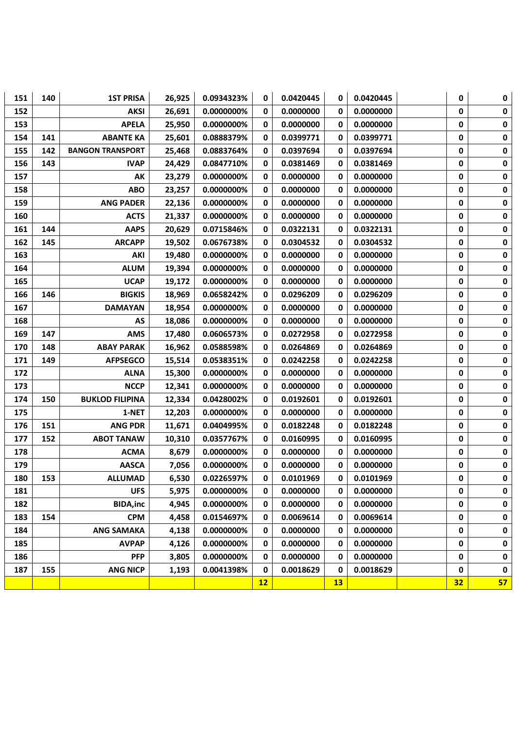| | | | | | | | | | | | |
|---|---|---|---|---|---|---|---|---|---|---|---|
| 151 | 140 | 1ST PRISA | 26,925 | 0.0934323% | 0 | 0.0420445 | 0 | 0.0420445 | | 0 | 0 |
| 152 | | AKSI | 26,691 | 0.0000000% | 0 | 0.0000000 | 0 | 0.0000000 | | 0 | 0 |
| 153 | | APELA | 25,950 | 0.0000000% | 0 | 0.0000000 | 0 | 0.0000000 | | 0 | 0 |
| 154 | 141 | ABANTE KA | 25,601 | 0.0888379% | 0 | 0.0399771 | 0 | 0.0399771 | | 0 | 0 |
| 155 | 142 | BANGON TRANSPORT | 25,468 | 0.0883764% | 0 | 0.0397694 | 0 | 0.0397694 | | 0 | 0 |
| 156 | 143 | IVAP | 24,429 | 0.0847710% | 0 | 0.0381469 | 0 | 0.0381469 | | 0 | 0 |
| 157 | | AK | 23,279 | 0.0000000% | 0 | 0.0000000 | 0 | 0.0000000 | | 0 | 0 |
| 158 | | ABO | 23,257 | 0.0000000% | 0 | 0.0000000 | 0 | 0.0000000 | | 0 | 0 |
| 159 | | ANG PADER | 22,136 | 0.0000000% | 0 | 0.0000000 | 0 | 0.0000000 | | 0 | 0 |
| 160 | | ACTS | 21,337 | 0.0000000% | 0 | 0.0000000 | 0 | 0.0000000 | | 0 | 0 |
| 161 | 144 | AAPS | 20,629 | 0.0715846% | 0 | 0.0322131 | 0 | 0.0322131 | | 0 | 0 |
| 162 | 145 | ARCAPP | 19,502 | 0.0676738% | 0 | 0.0304532 | 0 | 0.0304532 | | 0 | 0 |
| 163 | | AKI | 19,480 | 0.0000000% | 0 | 0.0000000 | 0 | 0.0000000 | | 0 | 0 |
| 164 | | ALUM | 19,394 | 0.0000000% | 0 | 0.0000000 | 0 | 0.0000000 | | 0 | 0 |
| 165 | | UCAP | 19,172 | 0.0000000% | 0 | 0.0000000 | 0 | 0.0000000 | | 0 | 0 |
| 166 | 146 | BIGKIS | 18,969 | 0.0658242% | 0 | 0.0296209 | 0 | 0.0296209 | | 0 | 0 |
| 167 | | DAMAYAN | 18,954 | 0.0000000% | 0 | 0.0000000 | 0 | 0.0000000 | | 0 | 0 |
| 168 | | AS | 18,086 | 0.0000000% | 0 | 0.0000000 | 0 | 0.0000000 | | 0 | 0 |
| 169 | 147 | AMS | 17,480 | 0.0606573% | 0 | 0.0272958 | 0 | 0.0272958 | | 0 | 0 |
| 170 | 148 | ABAY PARAK | 16,962 | 0.0588598% | 0 | 0.0264869 | 0 | 0.0264869 | | 0 | 0 |
| 171 | 149 | AFPSEGCO | 15,514 | 0.0538351% | 0 | 0.0242258 | 0 | 0.0242258 | | 0 | 0 |
| 172 | | ALNA | 15,300 | 0.0000000% | 0 | 0.0000000 | 0 | 0.0000000 | | 0 | 0 |
| 173 | | NCCP | 12,341 | 0.0000000% | 0 | 0.0000000 | 0 | 0.0000000 | | 0 | 0 |
| 174 | 150 | BUKLOD FILIPINA | 12,334 | 0.0428002% | 0 | 0.0192601 | 0 | 0.0192601 | | 0 | 0 |
| 175 | | 1-NET | 12,203 | 0.0000000% | 0 | 0.0000000 | 0 | 0.0000000 | | 0 | 0 |
| 176 | 151 | ANG PDR | 11,671 | 0.0404995% | 0 | 0.0182248 | 0 | 0.0182248 | | 0 | 0 |
| 177 | 152 | ABOT TANAW | 10,310 | 0.0357767% | 0 | 0.0160995 | 0 | 0.0160995 | | 0 | 0 |
| 178 | | ACMA | 8,679 | 0.0000000% | 0 | 0.0000000 | 0 | 0.0000000 | | 0 | 0 |
| 179 | | AASCA | 7,056 | 0.0000000% | 0 | 0.0000000 | 0 | 0.0000000 | | 0 | 0 |
| 180 | 153 | ALLUMAD | 6,530 | 0.0226597% | 0 | 0.0101969 | 0 | 0.0101969 | | 0 | 0 |
| 181 | | UFS | 5,975 | 0.0000000% | 0 | 0.0000000 | 0 | 0.0000000 | | 0 | 0 |
| 182 | | BIDA,inc | 4,945 | 0.0000000% | 0 | 0.0000000 | 0 | 0.0000000 | | 0 | 0 |
| 183 | 154 | CPM | 4,458 | 0.0154697% | 0 | 0.0069614 | 0 | 0.0069614 | | 0 | 0 |
| 184 | | ANG SAMAKA | 4,138 | 0.0000000% | 0 | 0.0000000 | 0 | 0.0000000 | | 0 | 0 |
| 185 | | AVPAP | 4,126 | 0.0000000% | 0 | 0.0000000 | 0 | 0.0000000 | | 0 | 0 |
| 186 | | PFP | 3,805 | 0.0000000% | 0 | 0.0000000 | 0 | 0.0000000 | | 0 | 0 |
| 187 | 155 | ANG NICP | 1,193 | 0.0041398% | 0 | 0.0018629 | 0 | 0.0018629 | | 0 | 0 |
| | | | | | 12 | | 13 | | | 32 | 57 |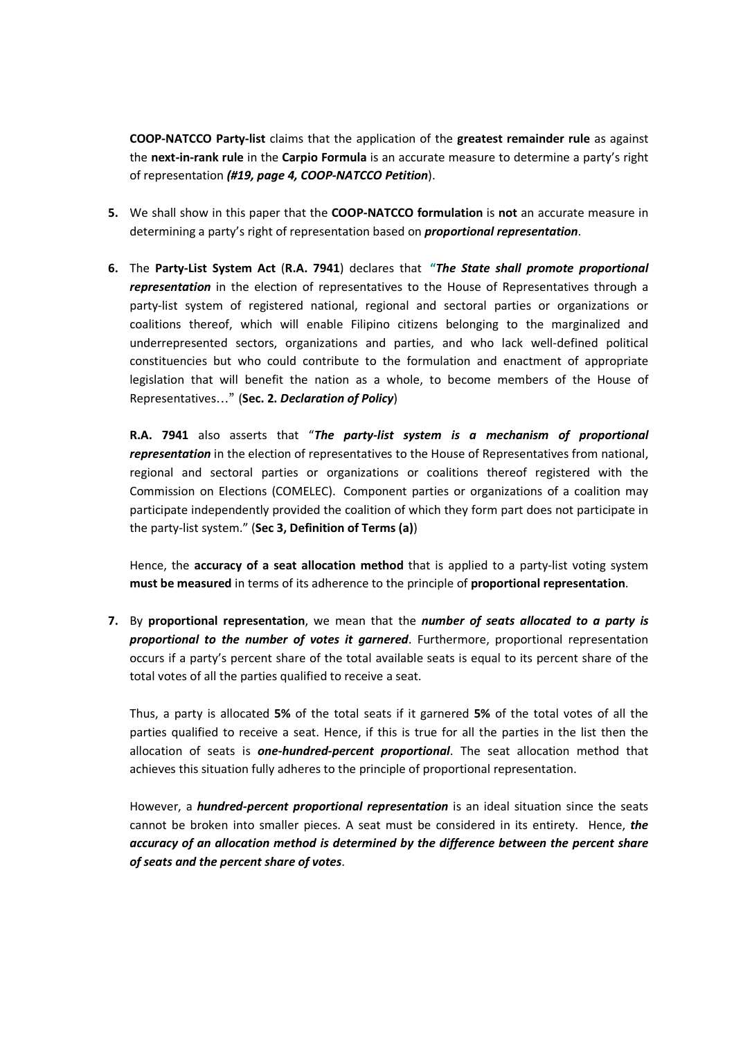**COOP-NATCCO Party-list** claims that the application of the **greatest remainder rule** as against the **next-in-rank rule** in the **Carpio Formula** is an accurate measure to determine a party's right of representation ***(#19, page 4, COOP-NATCCO Petition***).

**5.** We shall show in this paper that the **COOP-NATCCO formulation** is **not** an accurate measure in determining a party's right of representation based on ***proportional representation***.

**6.** The **Party-List System Act** (**R.A. 7941**) declares that **"*The State shall promote proportional representation*** in the election of representatives to the House of Representatives through a party-list system of registered national, regional and sectoral parties or organizations or coalitions thereof, which will enable Filipino citizens belonging to the marginalized and underrepresented sectors, organizations and parties, and who lack well-defined political constituencies but who could contribute to the formulation and enactment of appropriate legislation that will benefit the nation as a whole, to become members of the House of Representatives…" (**Sec. 2. *Declaration of Policy***)

**R.A. 7941** also asserts that "***The party-list system is a mechanism of proportional representation*** in the election of representatives to the House of Representatives from national, regional and sectoral parties or organizations or coalitions thereof registered with the Commission on Elections (COMELEC). Component parties or organizations of a coalition may participate independently provided the coalition of which they form part does not participate in the party-list system." (**Sec 3, Definition of Terms (a)**)

Hence, the **accuracy of a seat allocation method** that is applied to a party-list voting system **must be measured** in terms of its adherence to the principle of **proportional representation**.

**7.** By **proportional representation**, we mean that the ***number of seats allocated to a party is proportional to the number of votes it garnered***. Furthermore, proportional representation occurs if a party's percent share of the total available seats is equal to its percent share of the total votes of all the parties qualified to receive a seat.

Thus, a party is allocated **5%** of the total seats if it garnered **5%** of the total votes of all the parties qualified to receive a seat. Hence, if this is true for all the parties in the list then the allocation of seats is ***one-hundred-percent proportional***. The seat allocation method that achieves this situation fully adheres to the principle of proportional representation.

However, a ***hundred-percent proportional representation*** is an ideal situation since the seats cannot be broken into smaller pieces. A seat must be considered in its entirety. Hence, ***the accuracy of an allocation method is determined by the difference between the percent share of seats and the percent share of votes***.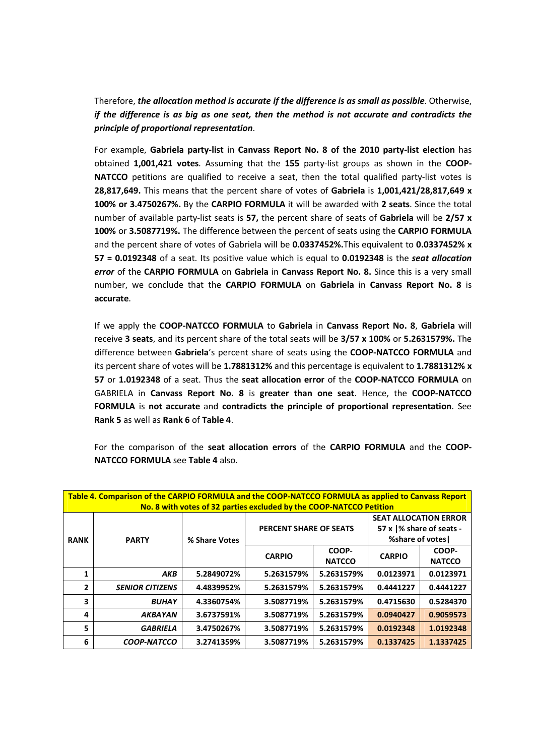Therefore, ***the allocation method is accurate if the difference is as small as possible***. Otherwise, ***if the difference is as big as one seat, then the method is not accurate and contradicts the principle of proportional representation***.

For example, **Gabriela party-list** in **Canvass Report No. 8 of the 2010 party-list election** has obtained **1,001,421 votes**. Assuming that the **155** party-list groups as shown in the **COOP-NATCCO** petitions are qualified to receive a seat, then the total qualified party-list votes is **28,817,649.** This means that the percent share of votes of **Gabriela** is **1,001,421/28,817,649 x 100% or 3.4750267%.** By the **CARPIO FORMULA** it will be awarded with **2 seats**. Since the total number of available party-list seats is **57,** the percent share of seats of **Gabriela** will be **2/57 x 100%** or **3.5087719%.** The difference between the percent of seats using the **CARPIO FORMULA** and the percent share of votes of Gabriela will be **0.0337452%.**This equivalent to **0.0337452% x 57 = 0.0192348** of a seat. Its positive value which is equal to **0.0192348** is the ***seat allocation error*** of the **CARPIO FORMULA** on **Gabriela** in **Canvass Report No. 8.** Since this is a very small number, we conclude that the **CARPIO FORMULA** on **Gabriela** in **Canvass Report No. 8** is **accurate**.

If we apply the **COOP-NATCCO FORMULA** to **Gabriela** in **Canvass Report No. 8**, **Gabriela** will receive **3 seats**, and its percent share of the total seats will be **3/57 x 100%** or **5.2631579%.** The difference between **Gabriela**'s percent share of seats using the **COOP-NATCCO FORMULA** and its percent share of votes will be **1.7881312%** and this percentage is equivalent to **1.7881312% x 57** or **1.0192348** of a seat. Thus the **seat allocation error** of the **COOP-NATCCO FORMULA** on GABRIELA in **Canvass Report No. 8** is **greater than one seat**. Hence, the **COOP-NATCCO FORMULA** is **not accurate** and **contradicts the principle of proportional representation**. See **Rank 5** as well as **Rank 6** of **Table 4**.

For the comparison of the **seat allocation errors** of the **CARPIO FORMULA** and the **COOP-NATCCO FORMULA** see **Table 4** also.

**Table 4. Comparison of the CARPIO FORMULA and the COOP-NATCCO FORMULA as applied to Canvass Report No. 8 with votes of 32 parties excluded by the COOP-NATCCO Petition**

| RANK | PARTY | % Share Votes | PERCENT SHARE OF SEATS | | SEAT ALLOCATION ERROR 57 x \|% share of seats - %share of votes\| | |
|---|---|---|---|---|---|---|
| | | | CARPIO | COOP-NATCCO | CARPIO | COOP-NATCCO |
| 1 | *AKB* | 5.2849072% | 5.2631579% | 5.2631579% | 0.0123971 | 0.0123971 |
| 2 | *SENIOR CITIZENS* | 4.4839952% | 5.2631579% | 5.2631579% | 0.4441227 | 0.4441227 |
| 3 | *BUHAY* | 4.3360754% | 3.5087719% | 5.2631579% | 0.4715630 | 0.5284370 |
| 4 | *AKBAYAN* | 3.6737591% | 3.5087719% | 5.2631579% | 0.0940427 | 0.9059573 |
| 5 | *GABRIELA* | 3.4750267% | 3.5087719% | 5.2631579% | 0.0192348 | 1.0192348 |
| 6 | *COOP-NATCCO* | 3.2741359% | 3.5087719% | 5.2631579% | 0.1337425 | 1.1337425 |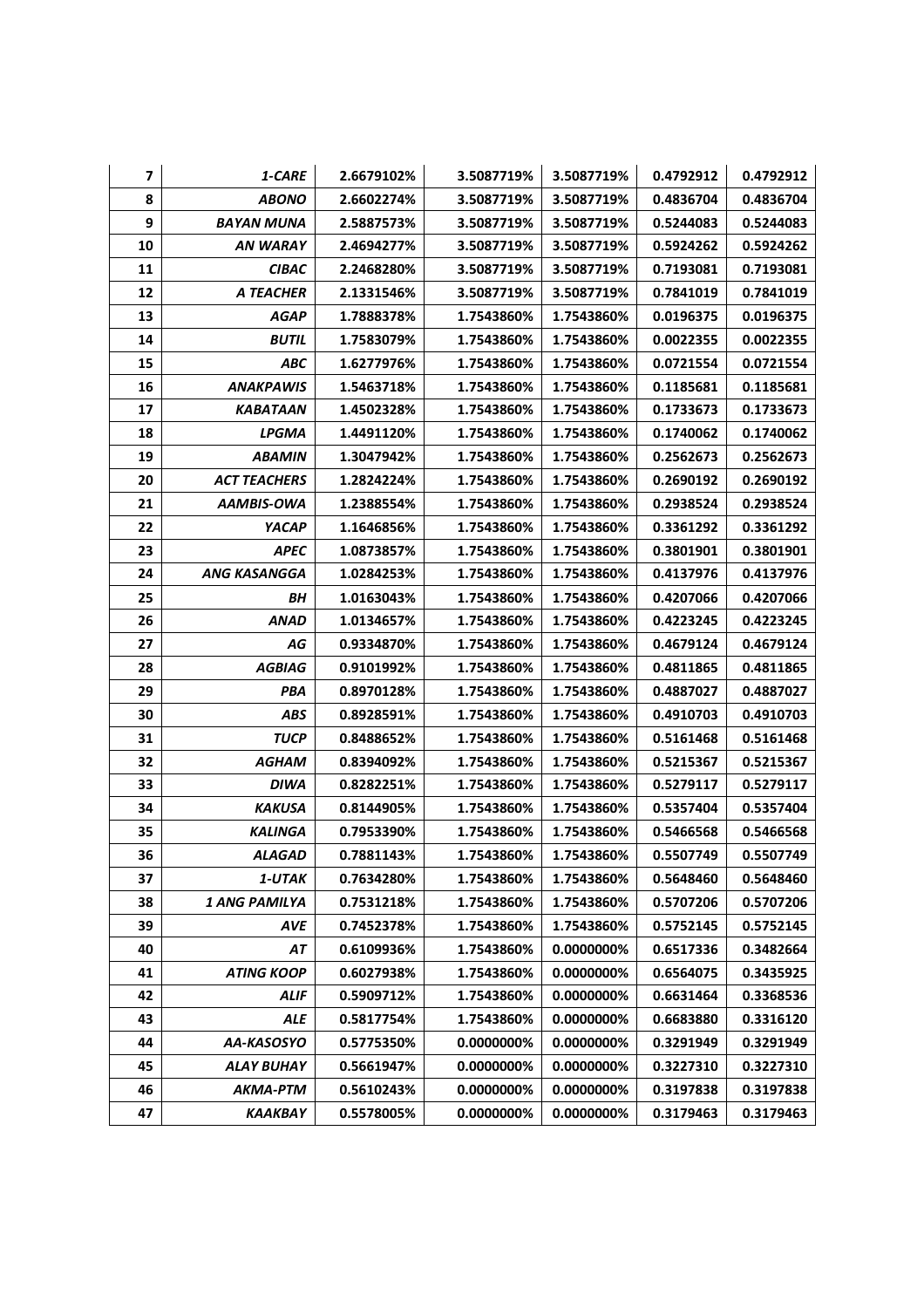| | | | | | | |
|---|---|---|---|---|---|---|
| **7** | ***1-CARE*** | **2.6679102%** | **3.5087719%** | **3.5087719%** | **0.4792912** | **0.4792912** |
| **8** | ***ABONO*** | **2.6602274%** | **3.5087719%** | **3.5087719%** | **0.4836704** | **0.4836704** |
| **9** | ***BAYAN MUNA*** | **2.5887573%** | **3.5087719%** | **3.5087719%** | **0.5244083** | **0.5244083** |
| **10** | ***AN WARAY*** | **2.4694277%** | **3.5087719%** | **3.5087719%** | **0.5924262** | **0.5924262** |
| **11** | ***CIBAC*** | **2.2468280%** | **3.5087719%** | **3.5087719%** | **0.7193081** | **0.7193081** |
| **12** | ***A TEACHER*** | **2.1331546%** | **3.5087719%** | **3.5087719%** | **0.7841019** | **0.7841019** |
| **13** | ***AGAP*** | **1.7888378%** | **1.7543860%** | **1.7543860%** | **0.0196375** | **0.0196375** |
| **14** | ***BUTIL*** | **1.7583079%** | **1.7543860%** | **1.7543860%** | **0.0022355** | **0.0022355** |
| **15** | ***ABC*** | **1.6277976%** | **1.7543860%** | **1.7543860%** | **0.0721554** | **0.0721554** |
| **16** | ***ANAKPAWIS*** | **1.5463718%** | **1.7543860%** | **1.7543860%** | **0.1185681** | **0.1185681** |
| **17** | ***KABATAAN*** | **1.4502328%** | **1.7543860%** | **1.7543860%** | **0.1733673** | **0.1733673** |
| **18** | ***LPGMA*** | **1.4491120%** | **1.7543860%** | **1.7543860%** | **0.1740062** | **0.1740062** |
| **19** | ***ABAMIN*** | **1.3047942%** | **1.7543860%** | **1.7543860%** | **0.2562673** | **0.2562673** |
| **20** | ***ACT TEACHERS*** | **1.2824224%** | **1.7543860%** | **1.7543860%** | **0.2690192** | **0.2690192** |
| **21** | ***AAMBIS-OWA*** | **1.2388554%** | **1.7543860%** | **1.7543860%** | **0.2938524** | **0.2938524** |
| **22** | ***YACAP*** | **1.1646856%** | **1.7543860%** | **1.7543860%** | **0.3361292** | **0.3361292** |
| **23** | ***APEC*** | **1.0873857%** | **1.7543860%** | **1.7543860%** | **0.3801901** | **0.3801901** |
| **24** | ***ANG KASANGGA*** | **1.0284253%** | **1.7543860%** | **1.7543860%** | **0.4137976** | **0.4137976** |
| **25** | ***BH*** | **1.0163043%** | **1.7543860%** | **1.7543860%** | **0.4207066** | **0.4207066** |
| **26** | ***ANAD*** | **1.0134657%** | **1.7543860%** | **1.7543860%** | **0.4223245** | **0.4223245** |
| **27** | ***AG*** | **0.9334870%** | **1.7543860%** | **1.7543860%** | **0.4679124** | **0.4679124** |
| **28** | ***AGBIAG*** | **0.9101992%** | **1.7543860%** | **1.7543860%** | **0.4811865** | **0.4811865** |
| **29** | ***PBA*** | **0.8970128%** | **1.7543860%** | **1.7543860%** | **0.4887027** | **0.4887027** |
| **30** | ***ABS*** | **0.8928591%** | **1.7543860%** | **1.7543860%** | **0.4910703** | **0.4910703** |
| **31** | ***TUCP*** | **0.8488652%** | **1.7543860%** | **1.7543860%** | **0.5161468** | **0.5161468** |
| **32** | ***AGHAM*** | **0.8394092%** | **1.7543860%** | **1.7543860%** | **0.5215367** | **0.5215367** |
| **33** | ***DIWA*** | **0.8282251%** | **1.7543860%** | **1.7543860%** | **0.5279117** | **0.5279117** |
| **34** | ***KAKUSA*** | **0.8144905%** | **1.7543860%** | **1.7543860%** | **0.5357404** | **0.5357404** |
| **35** | ***KALINGA*** | **0.7953390%** | **1.7543860%** | **1.7543860%** | **0.5466568** | **0.5466568** |
| **36** | ***ALAGAD*** | **0.7881143%** | **1.7543860%** | **1.7543860%** | **0.5507749** | **0.5507749** |
| **37** | ***1-UTAK*** | **0.7634280%** | **1.7543860%** | **1.7543860%** | **0.5648460** | **0.5648460** |
| **38** | ***1 ANG PAMILYA*** | **0.7531218%** | **1.7543860%** | **1.7543860%** | **0.5707206** | **0.5707206** |
| **39** | ***AVE*** | **0.7452378%** | **1.7543860%** | **1.7543860%** | **0.5752145** | **0.5752145** |
| **40** | ***AT*** | **0.6109936%** | **1.7543860%** | **0.0000000%** | **0.6517336** | **0.3482664** |
| **41** | ***ATING KOOP*** | **0.6027938%** | **1.7543860%** | **0.0000000%** | **0.6564075** | **0.3435925** |
| **42** | ***ALIF*** | **0.5909712%** | **1.7543860%** | **0.0000000%** | **0.6631464** | **0.3368536** |
| **43** | ***ALE*** | **0.5817754%** | **1.7543860%** | **0.0000000%** | **0.6683880** | **0.3316120** |
| **44** | ***AA-KASOSYO*** | **0.5775350%** | **0.0000000%** | **0.0000000%** | **0.3291949** | **0.3291949** |
| **45** | ***ALAY BUHAY*** | **0.5661947%** | **0.0000000%** | **0.0000000%** | **0.3227310** | **0.3227310** |
| **46** | ***AKMA-PTM*** | **0.5610243%** | **0.0000000%** | **0.0000000%** | **0.3197838** | **0.3197838** |
| **47** | ***KAAKBAY*** | **0.5578005%** | **0.0000000%** | **0.0000000%** | **0.3179463** | **0.3179463** |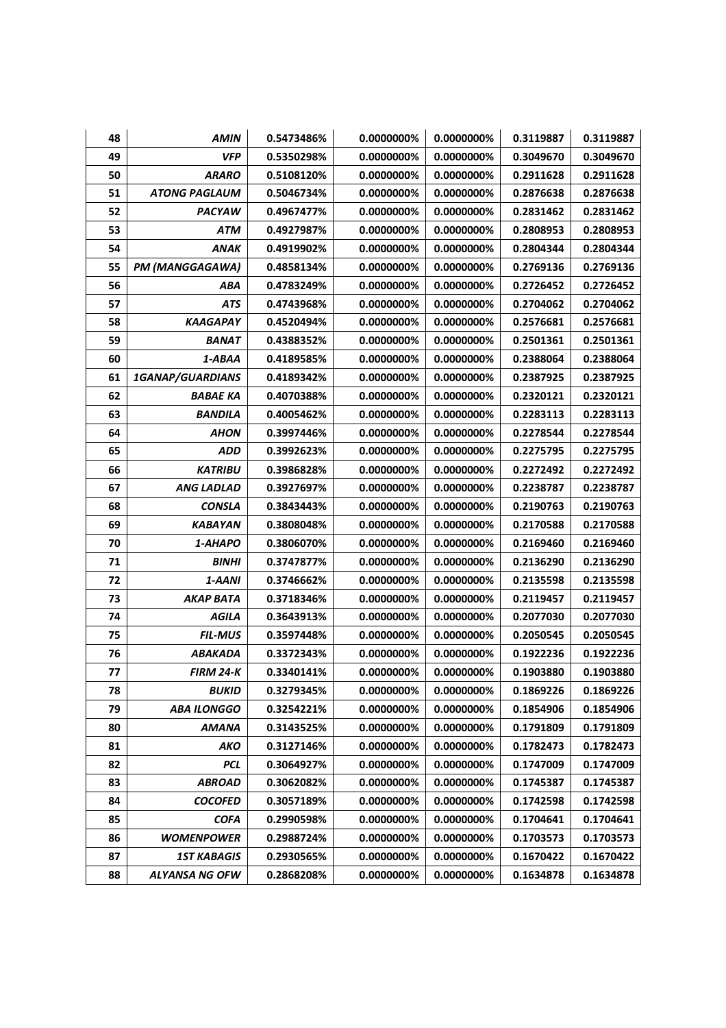| | | | | | | |
|---|---|---|---|---|---|---|
| **48** | ***AMIN*** | **0.5473486%** | **0.0000000%** | **0.0000000%** | **0.3119887** | **0.3119887** |
| **49** | ***VFP*** | **0.5350298%** | **0.0000000%** | **0.0000000%** | **0.3049670** | **0.3049670** |
| **50** | ***ARARO*** | **0.5108120%** | **0.0000000%** | **0.0000000%** | **0.2911628** | **0.2911628** |
| **51** | ***ATONG PAGLAUM*** | **0.5046734%** | **0.0000000%** | **0.0000000%** | **0.2876638** | **0.2876638** |
| **52** | ***PACYAW*** | **0.4967477%** | **0.0000000%** | **0.0000000%** | **0.2831462** | **0.2831462** |
| **53** | ***ATM*** | **0.4927987%** | **0.0000000%** | **0.0000000%** | **0.2808953** | **0.2808953** |
| **54** | ***ANAK*** | **0.4919902%** | **0.0000000%** | **0.0000000%** | **0.2804344** | **0.2804344** |
| **55** | ***PM (MANGGAGAWA)*** | **0.4858134%** | **0.0000000%** | **0.0000000%** | **0.2769136** | **0.2769136** |
| **56** | ***ABA*** | **0.4783249%** | **0.0000000%** | **0.0000000%** | **0.2726452** | **0.2726452** |
| **57** | ***ATS*** | **0.4743968%** | **0.0000000%** | **0.0000000%** | **0.2704062** | **0.2704062** |
| **58** | ***KAAGAPAY*** | **0.4520494%** | **0.0000000%** | **0.0000000%** | **0.2576681** | **0.2576681** |
| **59** | ***BANAT*** | **0.4388352%** | **0.0000000%** | **0.0000000%** | **0.2501361** | **0.2501361** |
| **60** | ***1-ABAA*** | **0.4189585%** | **0.0000000%** | **0.0000000%** | **0.2388064** | **0.2388064** |
| **61** | ***1GANAP/GUARDIANS*** | **0.4189342%** | **0.0000000%** | **0.0000000%** | **0.2387925** | **0.2387925** |
| **62** | ***BABAE KA*** | **0.4070388%** | **0.0000000%** | **0.0000000%** | **0.2320121** | **0.2320121** |
| **63** | ***BANDILA*** | **0.4005462%** | **0.0000000%** | **0.0000000%** | **0.2283113** | **0.2283113** |
| **64** | ***AHON*** | **0.3997446%** | **0.0000000%** | **0.0000000%** | **0.2278544** | **0.2278544** |
| **65** | ***ADD*** | **0.3992623%** | **0.0000000%** | **0.0000000%** | **0.2275795** | **0.2275795** |
| **66** | ***KATRIBU*** | **0.3986828%** | **0.0000000%** | **0.0000000%** | **0.2272492** | **0.2272492** |
| **67** | ***ANG LADLAD*** | **0.3927697%** | **0.0000000%** | **0.0000000%** | **0.2238787** | **0.2238787** |
| **68** | ***CONSLA*** | **0.3843443%** | **0.0000000%** | **0.0000000%** | **0.2190763** | **0.2190763** |
| **69** | ***KABAYAN*** | **0.3808048%** | **0.0000000%** | **0.0000000%** | **0.2170588** | **0.2170588** |
| **70** | ***1-AHAPO*** | **0.3806070%** | **0.0000000%** | **0.0000000%** | **0.2169460** | **0.2169460** |
| **71** | ***BINHI*** | **0.3747877%** | **0.0000000%** | **0.0000000%** | **0.2136290** | **0.2136290** |
| **72** | ***1-AANI*** | **0.3746662%** | **0.0000000%** | **0.0000000%** | **0.2135598** | **0.2135598** |
| **73** | ***AKAP BATA*** | **0.3718346%** | **0.0000000%** | **0.0000000%** | **0.2119457** | **0.2119457** |
| **74** | ***AGILA*** | **0.3643913%** | **0.0000000%** | **0.0000000%** | **0.2077030** | **0.2077030** |
| **75** | ***FIL-MUS*** | **0.3597448%** | **0.0000000%** | **0.0000000%** | **0.2050545** | **0.2050545** |
| **76** | ***ABAKADA*** | **0.3372343%** | **0.0000000%** | **0.0000000%** | **0.1922236** | **0.1922236** |
| **77** | ***FIRM 24-K*** | **0.3340141%** | **0.0000000%** | **0.0000000%** | **0.1903880** | **0.1903880** |
| **78** | ***BUKID*** | **0.3279345%** | **0.0000000%** | **0.0000000%** | **0.1869226** | **0.1869226** |
| **79** | ***ABA ILONGGO*** | **0.3254221%** | **0.0000000%** | **0.0000000%** | **0.1854906** | **0.1854906** |
| **80** | ***AMANA*** | **0.3143525%** | **0.0000000%** | **0.0000000%** | **0.1791809** | **0.1791809** |
| **81** | ***AKO*** | **0.3127146%** | **0.0000000%** | **0.0000000%** | **0.1782473** | **0.1782473** |
| **82** | ***PCL*** | **0.3064927%** | **0.0000000%** | **0.0000000%** | **0.1747009** | **0.1747009** |
| **83** | ***ABROAD*** | **0.3062082%** | **0.0000000%** | **0.0000000%** | **0.1745387** | **0.1745387** |
| **84** | ***COCOFED*** | **0.3057189%** | **0.0000000%** | **0.0000000%** | **0.1742598** | **0.1742598** |
| **85** | ***COFA*** | **0.2990598%** | **0.0000000%** | **0.0000000%** | **0.1704641** | **0.1704641** |
| **86** | ***WOMENPOWER*** | **0.2988724%** | **0.0000000%** | **0.0000000%** | **0.1703573** | **0.1703573** |
| **87** | ***1ST KABAGIS*** | **0.2930565%** | **0.0000000%** | **0.0000000%** | **0.1670422** | **0.1670422** |
| **88** | ***ALYANSA NG OFW*** | **0.2868208%** | **0.0000000%** | **0.0000000%** | **0.1634878** | **0.1634878** |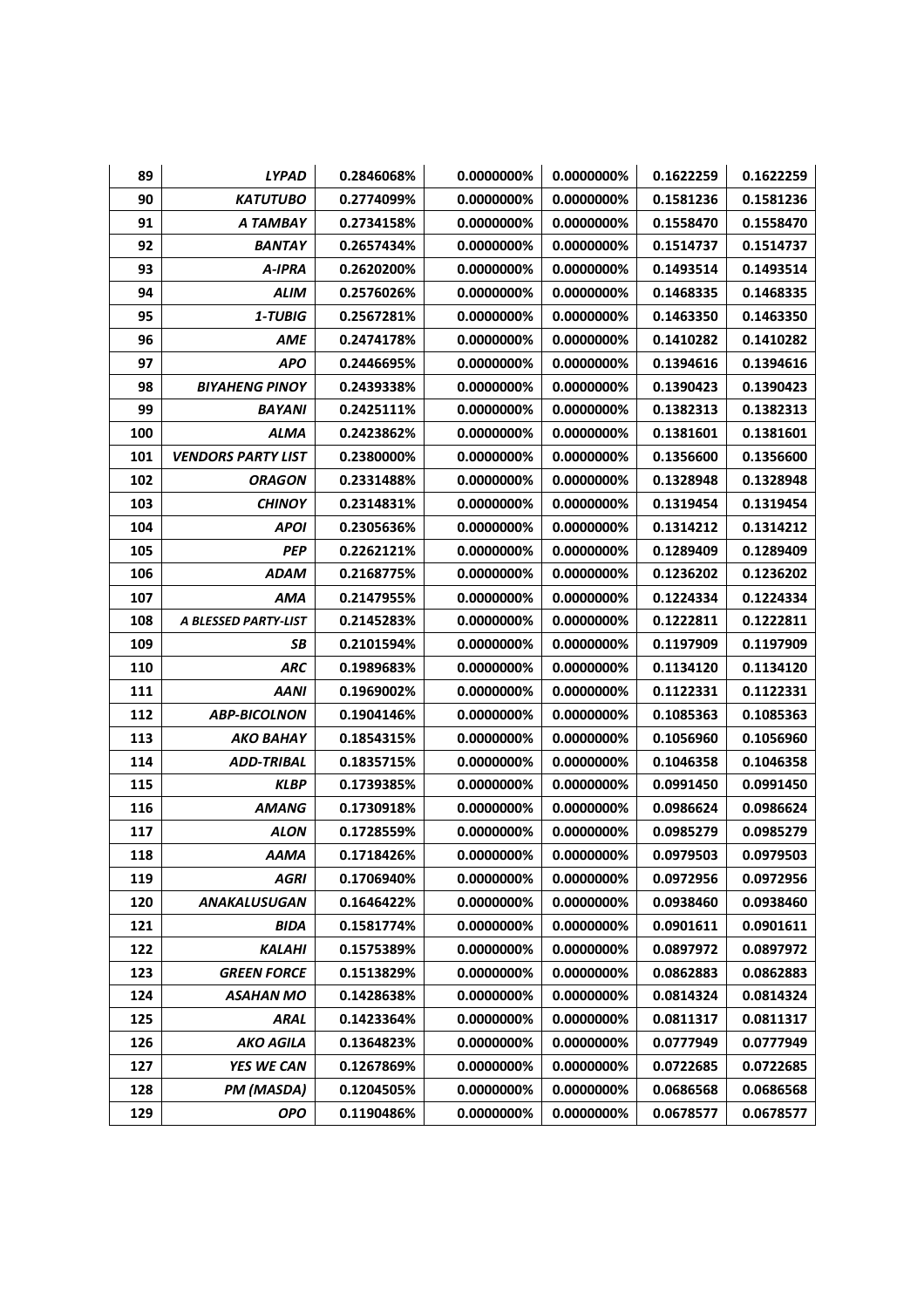| | | | | | | |
|---|---|---|---|---|---|---|
| 89 | *LYPAD* | 0.2846068% | 0.0000000% | 0.0000000% | 0.1622259 | 0.1622259 |
| 90 | *KATUTUBO* | 0.2774099% | 0.0000000% | 0.0000000% | 0.1581236 | 0.1581236 |
| 91 | *A TAMBAY* | 0.2734158% | 0.0000000% | 0.0000000% | 0.1558470 | 0.1558470 |
| 92 | *BANTAY* | 0.2657434% | 0.0000000% | 0.0000000% | 0.1514737 | 0.1514737 |
| 93 | *A-IPRA* | 0.2620200% | 0.0000000% | 0.0000000% | 0.1493514 | 0.1493514 |
| 94 | *ALIM* | 0.2576026% | 0.0000000% | 0.0000000% | 0.1468335 | 0.1468335 |
| 95 | *1-TUBIG* | 0.2567281% | 0.0000000% | 0.0000000% | 0.1463350 | 0.1463350 |
| 96 | *AME* | 0.2474178% | 0.0000000% | 0.0000000% | 0.1410282 | 0.1410282 |
| 97 | *APO* | 0.2446695% | 0.0000000% | 0.0000000% | 0.1394616 | 0.1394616 |
| 98 | *BIYAHENG PINOY* | 0.2439338% | 0.0000000% | 0.0000000% | 0.1390423 | 0.1390423 |
| 99 | *BAYANI* | 0.2425111% | 0.0000000% | 0.0000000% | 0.1382313 | 0.1382313 |
| 100 | *ALMA* | 0.2423862% | 0.0000000% | 0.0000000% | 0.1381601 | 0.1381601 |
| 101 | *VENDORS PARTY LIST* | 0.2380000% | 0.0000000% | 0.0000000% | 0.1356600 | 0.1356600 |
| 102 | *ORAGON* | 0.2331488% | 0.0000000% | 0.0000000% | 0.1328948 | 0.1328948 |
| 103 | *CHINOY* | 0.2314831% | 0.0000000% | 0.0000000% | 0.1319454 | 0.1319454 |
| 104 | *APOI* | 0.2305636% | 0.0000000% | 0.0000000% | 0.1314212 | 0.1314212 |
| 105 | *PEP* | 0.2262121% | 0.0000000% | 0.0000000% | 0.1289409 | 0.1289409 |
| 106 | *ADAM* | 0.2168775% | 0.0000000% | 0.0000000% | 0.1236202 | 0.1236202 |
| 107 | *AMA* | 0.2147955% | 0.0000000% | 0.0000000% | 0.1224334 | 0.1224334 |
| 108 | *A BLESSED PARTY-LIST* | 0.2145283% | 0.0000000% | 0.0000000% | 0.1222811 | 0.1222811 |
| 109 | *SB* | 0.2101594% | 0.0000000% | 0.0000000% | 0.1197909 | 0.1197909 |
| 110 | *ARC* | 0.1989683% | 0.0000000% | 0.0000000% | 0.1134120 | 0.1134120 |
| 111 | *AANI* | 0.1969002% | 0.0000000% | 0.0000000% | 0.1122331 | 0.1122331 |
| 112 | *ABP-BICOLNON* | 0.1904146% | 0.0000000% | 0.0000000% | 0.1085363 | 0.1085363 |
| 113 | *AKO BAHAY* | 0.1854315% | 0.0000000% | 0.0000000% | 0.1056960 | 0.1056960 |
| 114 | *ADD-TRIBAL* | 0.1835715% | 0.0000000% | 0.0000000% | 0.1046358 | 0.1046358 |
| 115 | *KLBP* | 0.1739385% | 0.0000000% | 0.0000000% | 0.0991450 | 0.0991450 |
| 116 | *AMANG* | 0.1730918% | 0.0000000% | 0.0000000% | 0.0986624 | 0.0986624 |
| 117 | *ALON* | 0.1728559% | 0.0000000% | 0.0000000% | 0.0985279 | 0.0985279 |
| 118 | *AAMA* | 0.1718426% | 0.0000000% | 0.0000000% | 0.0979503 | 0.0979503 |
| 119 | *AGRI* | 0.1706940% | 0.0000000% | 0.0000000% | 0.0972956 | 0.0972956 |
| 120 | *ANAKALUSUGAN* | 0.1646422% | 0.0000000% | 0.0000000% | 0.0938460 | 0.0938460 |
| 121 | *BIDA* | 0.1581774% | 0.0000000% | 0.0000000% | 0.0901611 | 0.0901611 |
| 122 | *KALAHI* | 0.1575389% | 0.0000000% | 0.0000000% | 0.0897972 | 0.0897972 |
| 123 | *GREEN FORCE* | 0.1513829% | 0.0000000% | 0.0000000% | 0.0862883 | 0.0862883 |
| 124 | *ASAHAN MO* | 0.1428638% | 0.0000000% | 0.0000000% | 0.0814324 | 0.0814324 |
| 125 | *ARAL* | 0.1423364% | 0.0000000% | 0.0000000% | 0.0811317 | 0.0811317 |
| 126 | *AKO AGILA* | 0.1364823% | 0.0000000% | 0.0000000% | 0.0777949 | 0.0777949 |
| 127 | *YES WE CAN* | 0.1267869% | 0.0000000% | 0.0000000% | 0.0722685 | 0.0722685 |
| 128 | *PM (MASDA)* | 0.1204505% | 0.0000000% | 0.0000000% | 0.0686568 | 0.0686568 |
| 129 | *OPO* | 0.1190486% | 0.0000000% | 0.0000000% | 0.0678577 | 0.0678577 |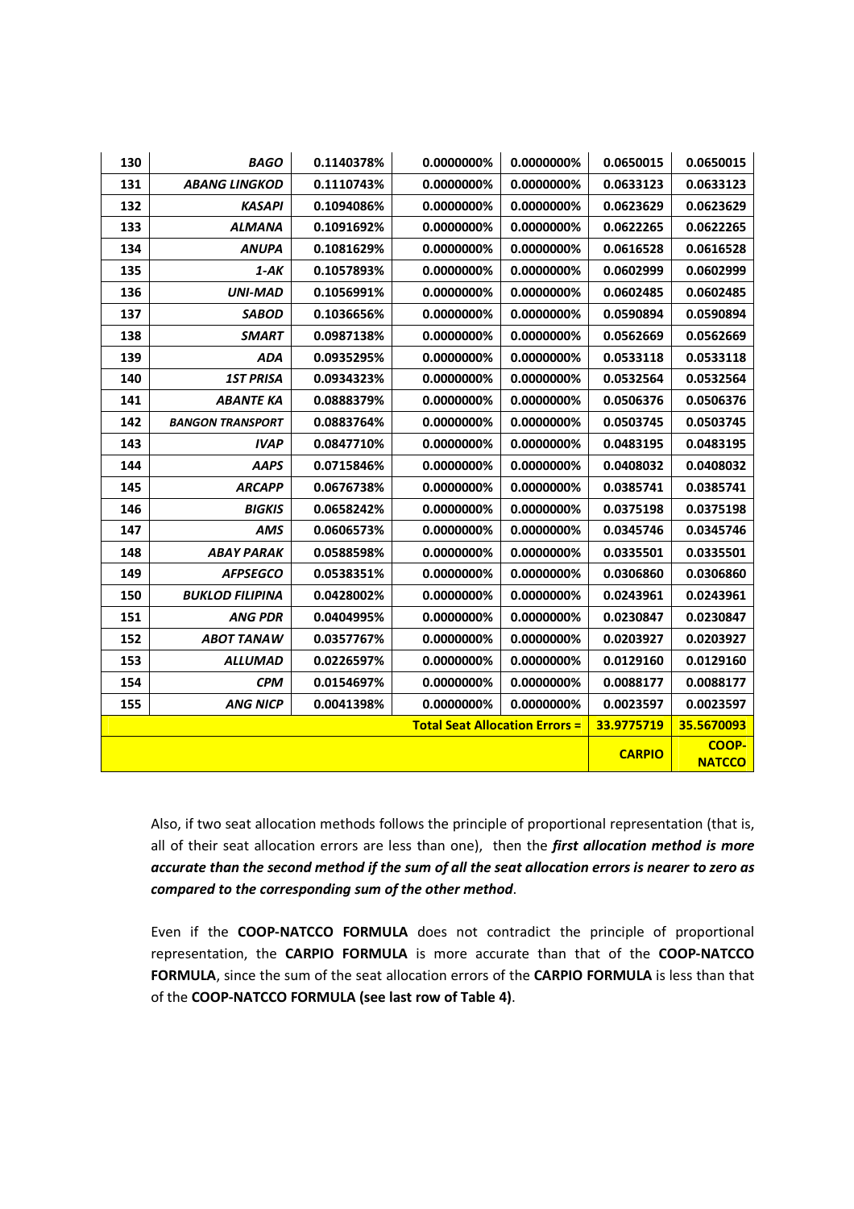| | | | | | | |
|---|---|---|---|---|---|---|
| 130 | ***BAGO*** | **0.1140378%** | **0.0000000%** | **0.0000000%** | **0.0650015** | **0.0650015** |
| 131 | ***ABANG LINGKOD*** | **0.1110743%** | **0.0000000%** | **0.0000000%** | **0.0633123** | **0.0633123** |
| 132 | ***KASAPI*** | **0.1094086%** | **0.0000000%** | **0.0000000%** | **0.0623629** | **0.0623629** |
| 133 | ***ALMANA*** | **0.1091692%** | **0.0000000%** | **0.0000000%** | **0.0622265** | **0.0622265** |
| 134 | ***ANUPA*** | **0.1081629%** | **0.0000000%** | **0.0000000%** | **0.0616528** | **0.0616528** |
| 135 | ***1-AK*** | **0.1057893%** | **0.0000000%** | **0.0000000%** | **0.0602999** | **0.0602999** |
| 136 | ***UNI-MAD*** | **0.1056991%** | **0.0000000%** | **0.0000000%** | **0.0602485** | **0.0602485** |
| 137 | ***SABOD*** | **0.1036656%** | **0.0000000%** | **0.0000000%** | **0.0590894** | **0.0590894** |
| 138 | ***SMART*** | **0.0987138%** | **0.0000000%** | **0.0000000%** | **0.0562669** | **0.0562669** |
| 139 | ***ADA*** | **0.0935295%** | **0.0000000%** | **0.0000000%** | **0.0533118** | **0.0533118** |
| 140 | ***1ST PRISA*** | **0.0934323%** | **0.0000000%** | **0.0000000%** | **0.0532564** | **0.0532564** |
| 141 | ***ABANTE KA*** | **0.0888379%** | **0.0000000%** | **0.0000000%** | **0.0506376** | **0.0506376** |
| 142 | ***BANGON TRANSPORT*** | **0.0883764%** | **0.0000000%** | **0.0000000%** | **0.0503745** | **0.0503745** |
| 143 | ***IVAP*** | **0.0847710%** | **0.0000000%** | **0.0000000%** | **0.0483195** | **0.0483195** |
| 144 | ***AAPS*** | **0.0715846%** | **0.0000000%** | **0.0000000%** | **0.0408032** | **0.0408032** |
| 145 | ***ARCAPP*** | **0.0676738%** | **0.0000000%** | **0.0000000%** | **0.0385741** | **0.0385741** |
| 146 | ***BIGKIS*** | **0.0658242%** | **0.0000000%** | **0.0000000%** | **0.0375198** | **0.0375198** |
| 147 | ***AMS*** | **0.0606573%** | **0.0000000%** | **0.0000000%** | **0.0345746** | **0.0345746** |
| 148 | ***ABAY PARAK*** | **0.0588598%** | **0.0000000%** | **0.0000000%** | **0.0335501** | **0.0335501** |
| 149 | ***AFPSEGCO*** | **0.0538351%** | **0.0000000%** | **0.0000000%** | **0.0306860** | **0.0306860** |
| 150 | ***BUKLOD FILIPINA*** | **0.0428002%** | **0.0000000%** | **0.0000000%** | **0.0243961** | **0.0243961** |
| 151 | ***ANG PDR*** | **0.0404995%** | **0.0000000%** | **0.0000000%** | **0.0230847** | **0.0230847** |
| 152 | ***ABOT TANAW*** | **0.0357767%** | **0.0000000%** | **0.0000000%** | **0.0203927** | **0.0203927** |
| 153 | ***ALLUMAD*** | **0.0226597%** | **0.0000000%** | **0.0000000%** | **0.0129160** | **0.0129160** |
| 154 | ***CPM*** | **0.0154697%** | **0.0000000%** | **0.0000000%** | **0.0088177** | **0.0088177** |
| 155 | ***ANG NICP*** | **0.0041398%** | **0.0000000%** | **0.0000000%** | **0.0023597** | **0.0023597** |
| | | | | **Total Seat Allocation Errors =** | **33.9775719** | **35.5670093** |
| | | | | | **CARPIO** | **COOP-NATCCO** |

Also, if two seat allocation methods follows the principle of proportional representation (that is, all of their seat allocation errors are less than one), then the ***first allocation method is more accurate than the second method if the sum of all the seat allocation errors is nearer to zero as compared to the corresponding sum of the other method***.

Even if the **COOP-NATCCO FORMULA** does not contradict the principle of proportional representation, the **CARPIO FORMULA** is more accurate than that of the **COOP-NATCCO FORMULA**, since the sum of the seat allocation errors of the **CARPIO FORMULA** is less than that of the **COOP-NATCCO FORMULA (see last row of Table 4)**.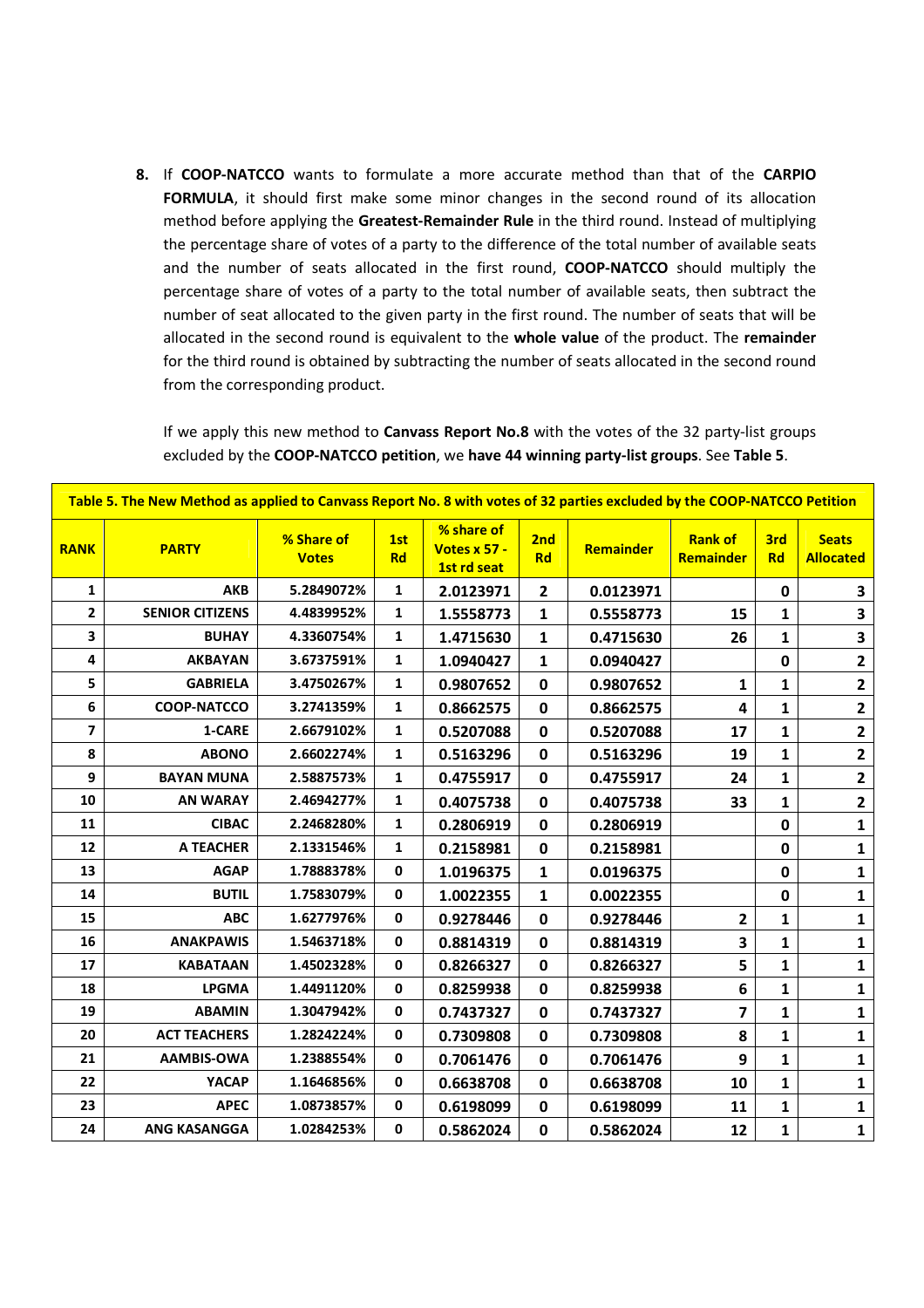8. If **COOP-NATCCO** wants to formulate a more accurate method than that of the **CARPIO FORMULA**, it should first make some minor changes in the second round of its allocation method before applying the **Greatest-Remainder Rule** in the third round. Instead of multiplying the percentage share of votes of a party to the difference of the total number of available seats and the number of seats allocated in the first round, **COOP-NATCCO** should multiply the percentage share of votes of a party to the total number of available seats, then subtract the number of seat allocated to the given party in the first round. The number of seats that will be allocated in the second round is equivalent to the **whole value** of the product. The **remainder** for the third round is obtained by subtracting the number of seats allocated in the second round from the corresponding product.

   If we apply this new method to **Canvass Report No.8** with the votes of the 32 party-list groups excluded by the **COOP-NATCCO petition**, we **have 44 winning party-list groups**. See **Table 5**.

**Table 5. The New Method as applied to Canvass Report No. 8 with votes of 32 parties excluded by the COOP-NATCCO Petition**

| RANK | PARTY | % Share of Votes | 1st Rd | % share of Votes x 57 - 1st rd seat | 2nd Rd | Remainder | Rank of Remainder | 3rd Rd | Seats Allocated |
|---|---|---|---|---|---|---|---|---|---|
| 1 | AKB | 5.2849072% | 1 | 2.0123971 | 2 | 0.0123971 | | 0 | 3 |
| 2 | SENIOR CITIZENS | 4.4839952% | 1 | 1.5558773 | 1 | 0.5558773 | 15 | 1 | 3 |
| 3 | BUHAY | 4.3360754% | 1 | 1.4715630 | 1 | 0.4715630 | 26 | 1 | 3 |
| 4 | AKBAYAN | 3.6737591% | 1 | 1.0940427 | 1 | 0.0940427 | | 0 | 2 |
| 5 | GABRIELA | 3.4750267% | 1 | 0.9807652 | 0 | 0.9807652 | 1 | 1 | 2 |
| 6 | COOP-NATCCO | 3.2741359% | 1 | 0.8662575 | 0 | 0.8662575 | 4 | 1 | 2 |
| 7 | 1-CARE | 2.6679102% | 1 | 0.5207088 | 0 | 0.5207088 | 17 | 1 | 2 |
| 8 | ABONO | 2.6602274% | 1 | 0.5163296 | 0 | 0.5163296 | 19 | 1 | 2 |
| 9 | BAYAN MUNA | 2.5887573% | 1 | 0.4755917 | 0 | 0.4755917 | 24 | 1 | 2 |
| 10 | AN WARAY | 2.4694277% | 1 | 0.4075738 | 0 | 0.4075738 | 33 | 1 | 2 |
| 11 | CIBAC | 2.2468280% | 1 | 0.2806919 | 0 | 0.2806919 | | 0 | 1 |
| 12 | A TEACHER | 2.1331546% | 1 | 0.2158981 | 0 | 0.2158981 | | 0 | 1 |
| 13 | AGAP | 1.7888378% | 0 | 1.0196375 | 1 | 0.0196375 | | 0 | 1 |
| 14 | BUTIL | 1.7583079% | 0 | 1.0022355 | 1 | 0.0022355 | | 0 | 1 |
| 15 | ABC | 1.6277976% | 0 | 0.9278446 | 0 | 0.9278446 | 2 | 1 | 1 |
| 16 | ANAKPAWIS | 1.5463718% | 0 | 0.8814319 | 0 | 0.8814319 | 3 | 1 | 1 |
| 17 | KABATAAN | 1.4502328% | 0 | 0.8266327 | 0 | 0.8266327 | 5 | 1 | 1 |
| 18 | LPGMA | 1.4491120% | 0 | 0.8259938 | 0 | 0.8259938 | 6 | 1 | 1 |
| 19 | ABAMIN | 1.3047942% | 0 | 0.7437327 | 0 | 0.7437327 | 7 | 1 | 1 |
| 20 | ACT TEACHERS | 1.2824224% | 0 | 0.7309808 | 0 | 0.7309808 | 8 | 1 | 1 |
| 21 | AAMBIS-OWA | 1.2388554% | 0 | 0.7061476 | 0 | 0.7061476 | 9 | 1 | 1 |
| 22 | YACAP | 1.1646856% | 0 | 0.6638708 | 0 | 0.6638708 | 10 | 1 | 1 |
| 23 | APEC | 1.0873857% | 0 | 0.6198099 | 0 | 0.6198099 | 11 | 1 | 1 |
| 24 | ANG KASANGGA | 1.0284253% | 0 | 0.5862024 | 0 | 0.5862024 | 12 | 1 | 1 |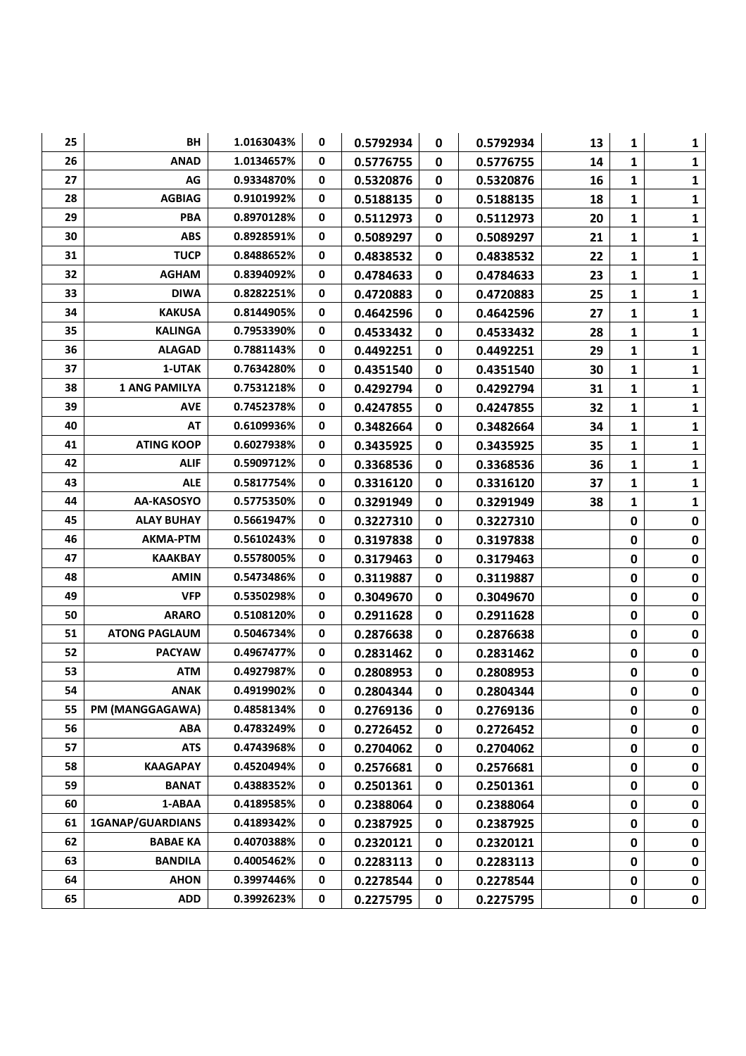| | | | | | | | | | |
|---|---|---|---|---|---|---|---|---|---|
| 25 | BH | 1.0163043% | 0 | 0.5792934 | 0 | 0.5792934 | 13 | 1 | 1 |
| 26 | ANAD | 1.0134657% | 0 | 0.5776755 | 0 | 0.5776755 | 14 | 1 | 1 |
| 27 | AG | 0.9334870% | 0 | 0.5320876 | 0 | 0.5320876 | 16 | 1 | 1 |
| 28 | AGBIAG | 0.9101992% | 0 | 0.5188135 | 0 | 0.5188135 | 18 | 1 | 1 |
| 29 | PBA | 0.8970128% | 0 | 0.5112973 | 0 | 0.5112973 | 20 | 1 | 1 |
| 30 | ABS | 0.8928591% | 0 | 0.5089297 | 0 | 0.5089297 | 21 | 1 | 1 |
| 31 | TUCP | 0.8488652% | 0 | 0.4838532 | 0 | 0.4838532 | 22 | 1 | 1 |
| 32 | AGHAM | 0.8394092% | 0 | 0.4784633 | 0 | 0.4784633 | 23 | 1 | 1 |
| 33 | DIWA | 0.8282251% | 0 | 0.4720883 | 0 | 0.4720883 | 25 | 1 | 1 |
| 34 | KAKUSA | 0.8144905% | 0 | 0.4642596 | 0 | 0.4642596 | 27 | 1 | 1 |
| 35 | KALINGA | 0.7953390% | 0 | 0.4533432 | 0 | 0.4533432 | 28 | 1 | 1 |
| 36 | ALAGAD | 0.7881143% | 0 | 0.4492251 | 0 | 0.4492251 | 29 | 1 | 1 |
| 37 | 1-UTAK | 0.7634280% | 0 | 0.4351540 | 0 | 0.4351540 | 30 | 1 | 1 |
| 38 | 1 ANG PAMILYA | 0.7531218% | 0 | 0.4292794 | 0 | 0.4292794 | 31 | 1 | 1 |
| 39 | AVE | 0.7452378% | 0 | 0.4247855 | 0 | 0.4247855 | 32 | 1 | 1 |
| 40 | AT | 0.6109936% | 0 | 0.3482664 | 0 | 0.3482664 | 34 | 1 | 1 |
| 41 | ATING KOOP | 0.6027938% | 0 | 0.3435925 | 0 | 0.3435925 | 35 | 1 | 1 |
| 42 | ALIF | 0.5909712% | 0 | 0.3368536 | 0 | 0.3368536 | 36 | 1 | 1 |
| 43 | ALE | 0.5817754% | 0 | 0.3316120 | 0 | 0.3316120 | 37 | 1 | 1 |
| 44 | AA-KASOSYO | 0.5775350% | 0 | 0.3291949 | 0 | 0.3291949 | 38 | 1 | 1 |
| 45 | ALAY BUHAY | 0.5661947% | 0 | 0.3227310 | 0 | 0.3227310 | | 0 | 0 |
| 46 | AKMA-PTM | 0.5610243% | 0 | 0.3197838 | 0 | 0.3197838 | | 0 | 0 |
| 47 | KAAKBAY | 0.5578005% | 0 | 0.3179463 | 0 | 0.3179463 | | 0 | 0 |
| 48 | AMIN | 0.5473486% | 0 | 0.3119887 | 0 | 0.3119887 | | 0 | 0 |
| 49 | VFP | 0.5350298% | 0 | 0.3049670 | 0 | 0.3049670 | | 0 | 0 |
| 50 | ARARO | 0.5108120% | 0 | 0.2911628 | 0 | 0.2911628 | | 0 | 0 |
| 51 | ATONG PAGLAUM | 0.5046734% | 0 | 0.2876638 | 0 | 0.2876638 | | 0 | 0 |
| 52 | PACYAW | 0.4967477% | 0 | 0.2831462 | 0 | 0.2831462 | | 0 | 0 |
| 53 | ATM | 0.4927987% | 0 | 0.2808953 | 0 | 0.2808953 | | 0 | 0 |
| 54 | ANAK | 0.4919902% | 0 | 0.2804344 | 0 | 0.2804344 | | 0 | 0 |
| 55 | PM (MANGGAGAWA) | 0.4858134% | 0 | 0.2769136 | 0 | 0.2769136 | | 0 | 0 |
| 56 | ABA | 0.4783249% | 0 | 0.2726452 | 0 | 0.2726452 | | 0 | 0 |
| 57 | ATS | 0.4743968% | 0 | 0.2704062 | 0 | 0.2704062 | | 0 | 0 |
| 58 | KAAGAPAY | 0.4520494% | 0 | 0.2576681 | 0 | 0.2576681 | | 0 | 0 |
| 59 | BANAT | 0.4388352% | 0 | 0.2501361 | 0 | 0.2501361 | | 0 | 0 |
| 60 | 1-ABAA | 0.4189585% | 0 | 0.2388064 | 0 | 0.2388064 | | 0 | 0 |
| 61 | 1GANAP/GUARDIANS | 0.4189342% | 0 | 0.2387925 | 0 | 0.2387925 | | 0 | 0 |
| 62 | BABAE KA | 0.4070388% | 0 | 0.2320121 | 0 | 0.2320121 | | 0 | 0 |
| 63 | BANDILA | 0.4005462% | 0 | 0.2283113 | 0 | 0.2283113 | | 0 | 0 |
| 64 | AHON | 0.3997446% | 0 | 0.2278544 | 0 | 0.2278544 | | 0 | 0 |
| 65 | ADD | 0.3992623% | 0 | 0.2275795 | 0 | 0.2275795 | | 0 | 0 |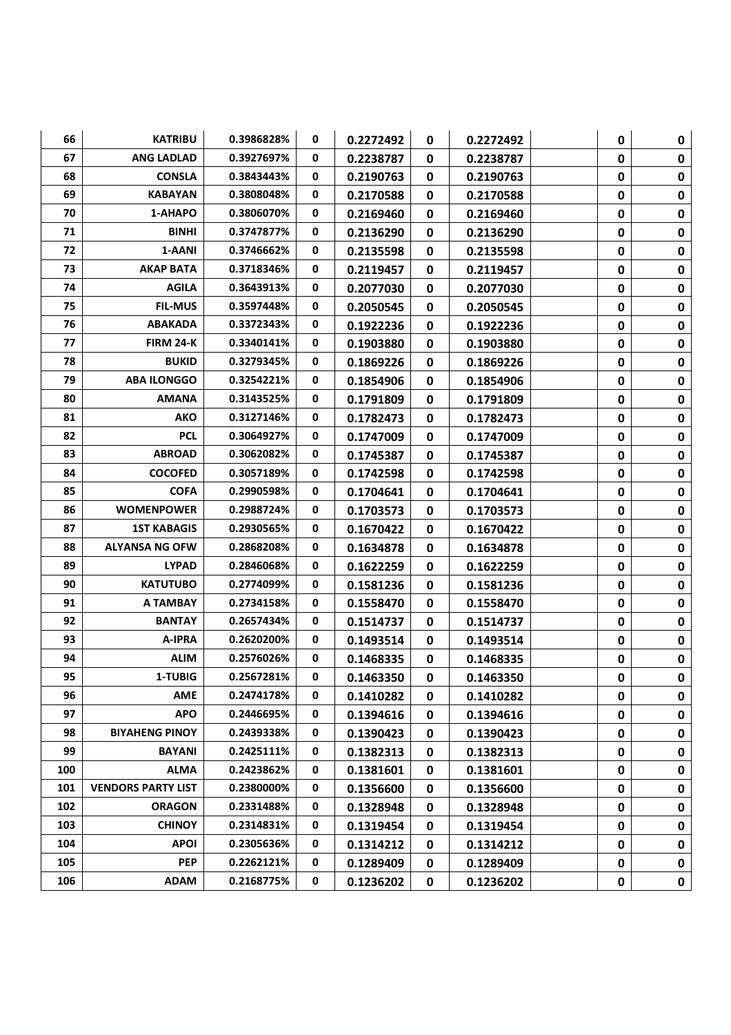| | | | | | | | | | |
|---|---|---|---|---|---|---|---|---|---|
| 66 | KATRIBU | 0.3986828% | 0 | 0.2272492 | 0 | 0.2272492 | | 0 | 0 |
| 67 | ANG LADLAD | 0.3927697% | 0 | 0.2238787 | 0 | 0.2238787 | | 0 | 0 |
| 68 | CONSLA | 0.3843443% | 0 | 0.2190763 | 0 | 0.2190763 | | 0 | 0 |
| 69 | KABAYAN | 0.3808048% | 0 | 0.2170588 | 0 | 0.2170588 | | 0 | 0 |
| 70 | 1-AHAPO | 0.3806070% | 0 | 0.2169460 | 0 | 0.2169460 | | 0 | 0 |
| 71 | BINHI | 0.3747877% | 0 | 0.2136290 | 0 | 0.2136290 | | 0 | 0 |
| 72 | 1-AANI | 0.3746662% | 0 | 0.2135598 | 0 | 0.2135598 | | 0 | 0 |
| 73 | AKAP BATA | 0.3718346% | 0 | 0.2119457 | 0 | 0.2119457 | | 0 | 0 |
| 74 | AGILA | 0.3643913% | 0 | 0.2077030 | 0 | 0.2077030 | | 0 | 0 |
| 75 | FIL-MUS | 0.3597448% | 0 | 0.2050545 | 0 | 0.2050545 | | 0 | 0 |
| 76 | ABAKADA | 0.3372343% | 0 | 0.1922236 | 0 | 0.1922236 | | 0 | 0 |
| 77 | FIRM 24-K | 0.3340141% | 0 | 0.1903880 | 0 | 0.1903880 | | 0 | 0 |
| 78 | BUKID | 0.3279345% | 0 | 0.1869226 | 0 | 0.1869226 | | 0 | 0 |
| 79 | ABA ILONGGO | 0.3254221% | 0 | 0.1854906 | 0 | 0.1854906 | | 0 | 0 |
| 80 | AMANA | 0.3143525% | 0 | 0.1791809 | 0 | 0.1791809 | | 0 | 0 |
| 81 | AKO | 0.3127146% | 0 | 0.1782473 | 0 | 0.1782473 | | 0 | 0 |
| 82 | PCL | 0.3064927% | 0 | 0.1747009 | 0 | 0.1747009 | | 0 | 0 |
| 83 | ABROAD | 0.3062082% | 0 | 0.1745387 | 0 | 0.1745387 | | 0 | 0 |
| 84 | COCOFED | 0.3057189% | 0 | 0.1742598 | 0 | 0.1742598 | | 0 | 0 |
| 85 | COFA | 0.2990598% | 0 | 0.1704641 | 0 | 0.1704641 | | 0 | 0 |
| 86 | WOMENPOWER | 0.2988724% | 0 | 0.1703573 | 0 | 0.1703573 | | 0 | 0 |
| 87 | 1ST KABAGIS | 0.2930565% | 0 | 0.1670422 | 0 | 0.1670422 | | 0 | 0 |
| 88 | ALYANSA NG OFW | 0.2868208% | 0 | 0.1634878 | 0 | 0.1634878 | | 0 | 0 |
| 89 | LYPAD | 0.2846068% | 0 | 0.1622259 | 0 | 0.1622259 | | 0 | 0 |
| 90 | KATUTUBO | 0.2774099% | 0 | 0.1581236 | 0 | 0.1581236 | | 0 | 0 |
| 91 | A TAMBAY | 0.2734158% | 0 | 0.1558470 | 0 | 0.1558470 | | 0 | 0 |
| 92 | BANTAY | 0.2657434% | 0 | 0.1514737 | 0 | 0.1514737 | | 0 | 0 |
| 93 | A-IPRA | 0.2620200% | 0 | 0.1493514 | 0 | 0.1493514 | | 0 | 0 |
| 94 | ALIM | 0.2576026% | 0 | 0.1468335 | 0 | 0.1468335 | | 0 | 0 |
| 95 | 1-TUBIG | 0.2567281% | 0 | 0.1463350 | 0 | 0.1463350 | | 0 | 0 |
| 96 | AME | 0.2474178% | 0 | 0.1410282 | 0 | 0.1410282 | | 0 | 0 |
| 97 | APO | 0.2446695% | 0 | 0.1394616 | 0 | 0.1394616 | | 0 | 0 |
| 98 | BIYAHENG PINOY | 0.2439338% | 0 | 0.1390423 | 0 | 0.1390423 | | 0 | 0 |
| 99 | BAYANI | 0.2425111% | 0 | 0.1382313 | 0 | 0.1382313 | | 0 | 0 |
| 100 | ALMA | 0.2423862% | 0 | 0.1381601 | 0 | 0.1381601 | | 0 | 0 |
| 101 | VENDORS PARTY LIST | 0.2380000% | 0 | 0.1356600 | 0 | 0.1356600 | | 0 | 0 |
| 102 | ORAGON | 0.2331488% | 0 | 0.1328948 | 0 | 0.1328948 | | 0 | 0 |
| 103 | CHINOY | 0.2314831% | 0 | 0.1319454 | 0 | 0.1319454 | | 0 | 0 |
| 104 | APOI | 0.2305636% | 0 | 0.1314212 | 0 | 0.1314212 | | 0 | 0 |
| 105 | PEP | 0.2262121% | 0 | 0.1289409 | 0 | 0.1289409 | | 0 | 0 |
| 106 | ADAM | 0.2168775% | 0 | 0.1236202 | 0 | 0.1236202 | | 0 | 0 |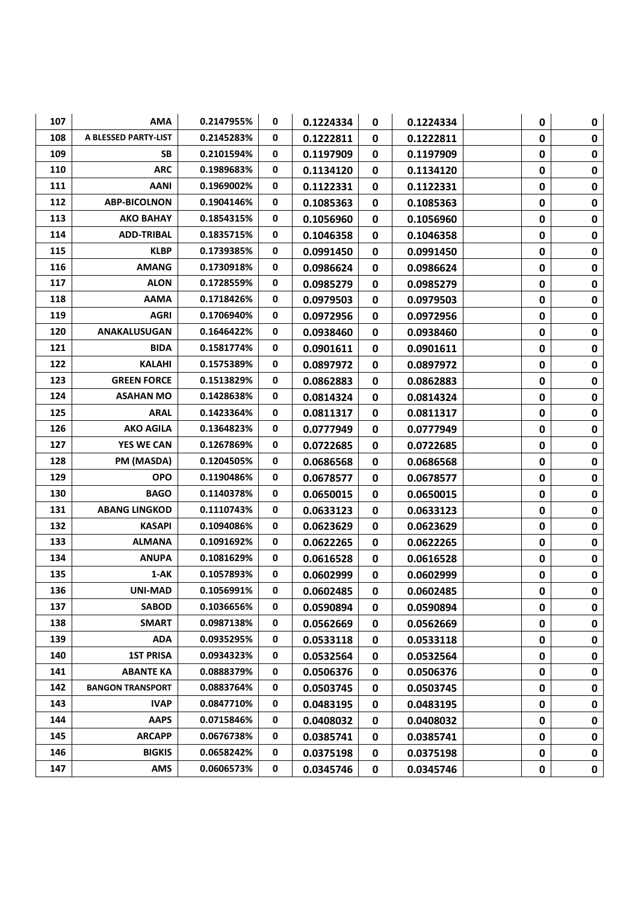| | | | | | | | | | |
|---|---|---|---|---|---|---|---|---|---|
| 107 | AMA | 0.2147955% | 0 | 0.1224334 | 0 | 0.1224334 | | 0 | 0 |
| 108 | A BLESSED PARTY-LIST | 0.2145283% | 0 | 0.1222811 | 0 | 0.1222811 | | 0 | 0 |
| 109 | SB | 0.2101594% | 0 | 0.1197909 | 0 | 0.1197909 | | 0 | 0 |
| 110 | ARC | 0.1989683% | 0 | 0.1134120 | 0 | 0.1134120 | | 0 | 0 |
| 111 | AANI | 0.1969002% | 0 | 0.1122331 | 0 | 0.1122331 | | 0 | 0 |
| 112 | ABP-BICOLNON | 0.1904146% | 0 | 0.1085363 | 0 | 0.1085363 | | 0 | 0 |
| 113 | AKO BAHAY | 0.1854315% | 0 | 0.1056960 | 0 | 0.1056960 | | 0 | 0 |
| 114 | ADD-TRIBAL | 0.1835715% | 0 | 0.1046358 | 0 | 0.1046358 | | 0 | 0 |
| 115 | KLBP | 0.1739385% | 0 | 0.0991450 | 0 | 0.0991450 | | 0 | 0 |
| 116 | AMANG | 0.1730918% | 0 | 0.0986624 | 0 | 0.0986624 | | 0 | 0 |
| 117 | ALON | 0.1728559% | 0 | 0.0985279 | 0 | 0.0985279 | | 0 | 0 |
| 118 | AAMA | 0.1718426% | 0 | 0.0979503 | 0 | 0.0979503 | | 0 | 0 |
| 119 | AGRI | 0.1706940% | 0 | 0.0972956 | 0 | 0.0972956 | | 0 | 0 |
| 120 | ANAKALUSUGAN | 0.1646422% | 0 | 0.0938460 | 0 | 0.0938460 | | 0 | 0 |
| 121 | BIDA | 0.1581774% | 0 | 0.0901611 | 0 | 0.0901611 | | 0 | 0 |
| 122 | KALAHI | 0.1575389% | 0 | 0.0897972 | 0 | 0.0897972 | | 0 | 0 |
| 123 | GREEN FORCE | 0.1513829% | 0 | 0.0862883 | 0 | 0.0862883 | | 0 | 0 |
| 124 | ASAHAN MO | 0.1428638% | 0 | 0.0814324 | 0 | 0.0814324 | | 0 | 0 |
| 125 | ARAL | 0.1423364% | 0 | 0.0811317 | 0 | 0.0811317 | | 0 | 0 |
| 126 | AKO AGILA | 0.1364823% | 0 | 0.0777949 | 0 | 0.0777949 | | 0 | 0 |
| 127 | YES WE CAN | 0.1267869% | 0 | 0.0722685 | 0 | 0.0722685 | | 0 | 0 |
| 128 | PM (MASDA) | 0.1204505% | 0 | 0.0686568 | 0 | 0.0686568 | | 0 | 0 |
| 129 | OPO | 0.1190486% | 0 | 0.0678577 | 0 | 0.0678577 | | 0 | 0 |
| 130 | BAGO | 0.1140378% | 0 | 0.0650015 | 0 | 0.0650015 | | 0 | 0 |
| 131 | ABANG LINGKOD | 0.1110743% | 0 | 0.0633123 | 0 | 0.0633123 | | 0 | 0 |
| 132 | KASAPI | 0.1094086% | 0 | 0.0623629 | 0 | 0.0623629 | | 0 | 0 |
| 133 | ALMANA | 0.1091692% | 0 | 0.0622265 | 0 | 0.0622265 | | 0 | 0 |
| 134 | ANUPA | 0.1081629% | 0 | 0.0616528 | 0 | 0.0616528 | | 0 | 0 |
| 135 | 1-AK | 0.1057893% | 0 | 0.0602999 | 0 | 0.0602999 | | 0 | 0 |
| 136 | UNI-MAD | 0.1056991% | 0 | 0.0602485 | 0 | 0.0602485 | | 0 | 0 |
| 137 | SABOD | 0.1036656% | 0 | 0.0590894 | 0 | 0.0590894 | | 0 | 0 |
| 138 | SMART | 0.0987138% | 0 | 0.0562669 | 0 | 0.0562669 | | 0 | 0 |
| 139 | ADA | 0.0935295% | 0 | 0.0533118 | 0 | 0.0533118 | | 0 | 0 |
| 140 | 1ST PRISA | 0.0934323% | 0 | 0.0532564 | 0 | 0.0532564 | | 0 | 0 |
| 141 | ABANTE KA | 0.0888379% | 0 | 0.0506376 | 0 | 0.0506376 | | 0 | 0 |
| 142 | BANGON TRANSPORT | 0.0883764% | 0 | 0.0503745 | 0 | 0.0503745 | | 0 | 0 |
| 143 | IVAP | 0.0847710% | 0 | 0.0483195 | 0 | 0.0483195 | | 0 | 0 |
| 144 | AAPS | 0.0715846% | 0 | 0.0408032 | 0 | 0.0408032 | | 0 | 0 |
| 145 | ARCAPP | 0.0676738% | 0 | 0.0385741 | 0 | 0.0385741 | | 0 | 0 |
| 146 | BIGKIS | 0.0658242% | 0 | 0.0375198 | 0 | 0.0375198 | | 0 | 0 |
| 147 | AMS | 0.0606573% | 0 | 0.0345746 | 0 | 0.0345746 | | 0 | 0 |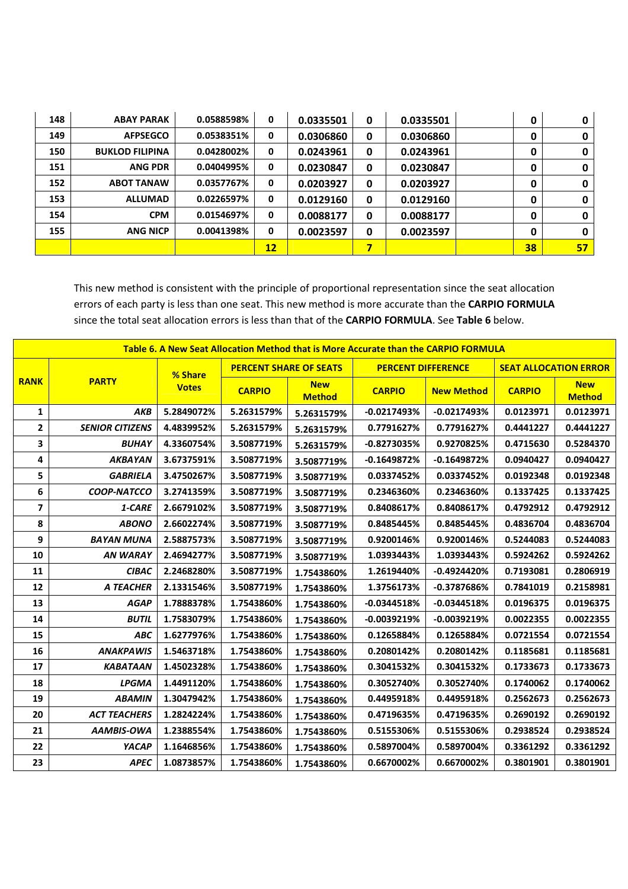| | | | | | | | | | |
|---|---|---|---|---|---|---|---|---|---|
| 148 | ABAY PARAK | 0.0588598% | 0 | 0.0335501 | 0 | 0.0335501 | | 0 | 0 |
| 149 | AFPSEGCO | 0.0538351% | 0 | 0.0306860 | 0 | 0.0306860 | | 0 | 0 |
| 150 | BUKLOD FILIPINA | 0.0428002% | 0 | 0.0243961 | 0 | 0.0243961 | | 0 | 0 |
| 151 | ANG PDR | 0.0404995% | 0 | 0.0230847 | 0 | 0.0230847 | | 0 | 0 |
| 152 | ABOT TANAW | 0.0357767% | 0 | 0.0203927 | 0 | 0.0203927 | | 0 | 0 |
| 153 | ALLUMAD | 0.0226597% | 0 | 0.0129160 | 0 | 0.0129160 | | 0 | 0 |
| 154 | CPM | 0.0154697% | 0 | 0.0088177 | 0 | 0.0088177 | | 0 | 0 |
| 155 | ANG NICP | 0.0041398% | 0 | 0.0023597 | 0 | 0.0023597 | | 0 | 0 |
| | | | 12 | | 7 | | | 38 | 57 |

This new method is consistent with the principle of proportional representation since the seat allocation errors of each party is less than one seat. This new method is more accurate than the **CARPIO FORMULA** since the total seat allocation errors is less than that of the **CARPIO FORMULA**. See **Table 6** below.

**Table 6. A New Seat Allocation Method that is More Accurate than the CARPIO FORMULA**

| RANK | PARTY | % Share Votes | PERCENT SHARE OF SEATS | | PERCENT DIFFERENCE | | SEAT ALLOCATION ERROR | |
|---|---|---|---|---|---|---|---|---|
| | | | CARPIO | New Method | CARPIO | New Method | CARPIO | New Method |
| 1 | *AKB* | 5.2849072% | 5.2631579% | 5.2631579% | -0.0217493% | -0.0217493% | 0.0123971 | 0.0123971 |
| 2 | *SENIOR CITIZENS* | 4.4839952% | 5.2631579% | 5.2631579% | 0.7791627% | 0.7791627% | 0.4441227 | 0.4441227 |
| 3 | *BUHAY* | 4.3360754% | 3.5087719% | 5.2631579% | -0.8273035% | 0.9270825% | 0.4715630 | 0.5284370 |
| 4 | *AKBAYAN* | 3.6737591% | 3.5087719% | 3.5087719% | -0.1649872% | -0.1649872% | 0.0940427 | 0.0940427 |
| 5 | *GABRIELA* | 3.4750267% | 3.5087719% | 3.5087719% | 0.0337452% | 0.0337452% | 0.0192348 | 0.0192348 |
| 6 | *COOP-NATCCO* | 3.2741359% | 3.5087719% | 3.5087719% | 0.2346360% | 0.2346360% | 0.1337425 | 0.1337425 |
| 7 | *1-CARE* | 2.6679102% | 3.5087719% | 3.5087719% | 0.8408617% | 0.8408617% | 0.4792912 | 0.4792912 |
| 8 | *ABONO* | 2.6602274% | 3.5087719% | 3.5087719% | 0.8485445% | 0.8485445% | 0.4836704 | 0.4836704 |
| 9 | *BAYAN MUNA* | 2.5887573% | 3.5087719% | 3.5087719% | 0.9200146% | 0.9200146% | 0.5244083 | 0.5244083 |
| 10 | *AN WARAY* | 2.4694277% | 3.5087719% | 3.5087719% | 1.0393443% | 1.0393443% | 0.5924262 | 0.5924262 |
| 11 | *CIBAC* | 2.2468280% | 3.5087719% | 1.7543860% | 1.2619440% | -0.4924420% | 0.7193081 | 0.2806919 |
| 12 | *A TEACHER* | 2.1331546% | 3.5087719% | 1.7543860% | 1.3756173% | -0.3787686% | 0.7841019 | 0.2158981 |
| 13 | *AGAP* | 1.7888378% | 1.7543860% | 1.7543860% | -0.0344518% | -0.0344518% | 0.0196375 | 0.0196375 |
| 14 | *BUTIL* | 1.7583079% | 1.7543860% | 1.7543860% | -0.0039219% | -0.0039219% | 0.0022355 | 0.0022355 |
| 15 | *ABC* | 1.6277976% | 1.7543860% | 1.7543860% | 0.1265884% | 0.1265884% | 0.0721554 | 0.0721554 |
| 16 | *ANAKPAWIS* | 1.5463718% | 1.7543860% | 1.7543860% | 0.2080142% | 0.2080142% | 0.1185681 | 0.1185681 |
| 17 | *KABATAAN* | 1.4502328% | 1.7543860% | 1.7543860% | 0.3041532% | 0.3041532% | 0.1733673 | 0.1733673 |
| 18 | *LPGMA* | 1.4491120% | 1.7543860% | 1.7543860% | 0.3052740% | 0.3052740% | 0.1740062 | 0.1740062 |
| 19 | *ABAMIN* | 1.3047942% | 1.7543860% | 1.7543860% | 0.4495918% | 0.4495918% | 0.2562673 | 0.2562673 |
| 20 | *ACT TEACHERS* | 1.2824224% | 1.7543860% | 1.7543860% | 0.4719635% | 0.4719635% | 0.2690192 | 0.2690192 |
| 21 | *AAMBIS-OWA* | 1.2388554% | 1.7543860% | 1.7543860% | 0.5155306% | 0.5155306% | 0.2938524 | 0.2938524 |
| 22 | *YACAP* | 1.1646856% | 1.7543860% | 1.7543860% | 0.5897004% | 0.5897004% | 0.3361292 | 0.3361292 |
| 23 | *APEC* | 1.0873857% | 1.7543860% | 1.7543860% | 0.6670002% | 0.6670002% | 0.3801901 | 0.3801901 |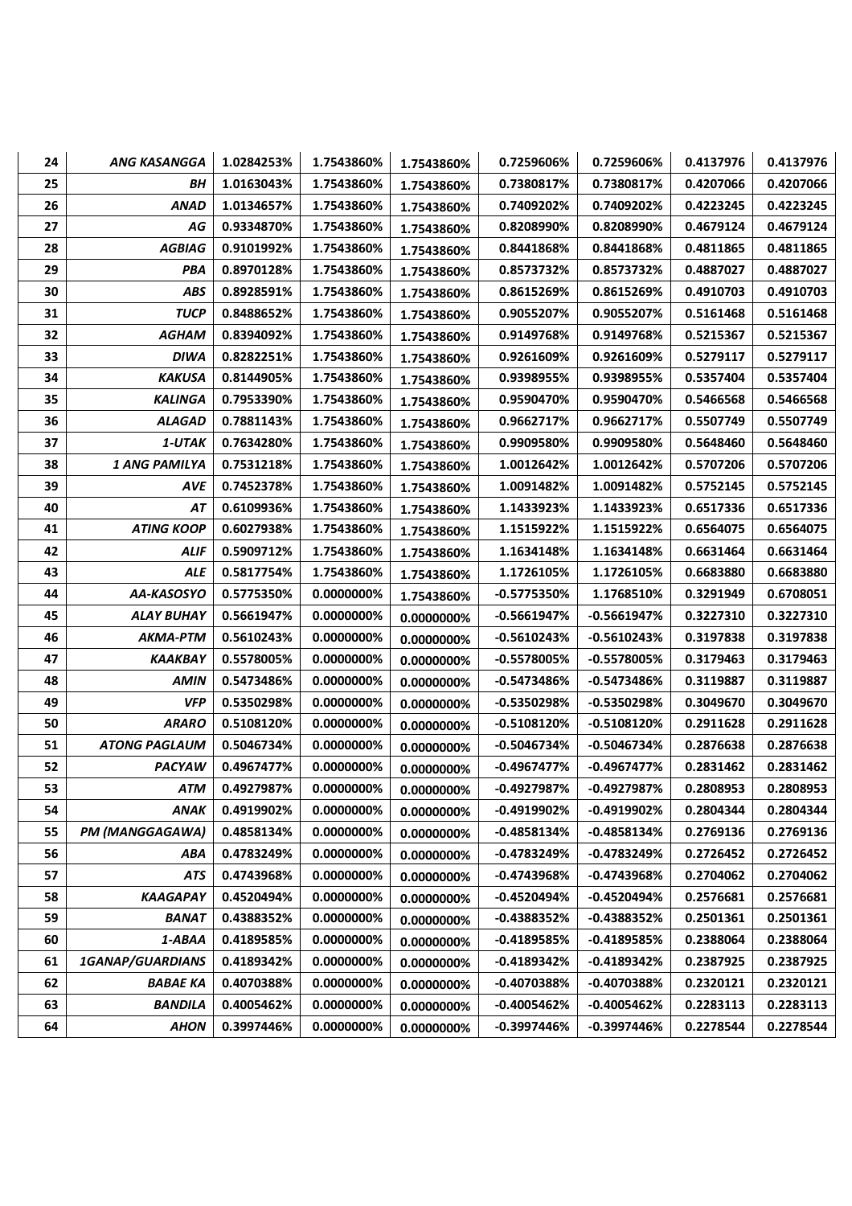| | | | | | | | | |
|---|---|---|---|---|---|---|---|---|
| 24 | ANG KASANGGA | 1.0284253% | 1.7543860% | 1.7543860% | 0.7259606% | 0.7259606% | 0.4137976 | 0.4137976 |
| 25 | BH | 1.0163043% | 1.7543860% | 1.7543860% | 0.7380817% | 0.7380817% | 0.4207066 | 0.4207066 |
| 26 | ANAD | 1.0134657% | 1.7543860% | 1.7543860% | 0.7409202% | 0.7409202% | 0.4223245 | 0.4223245 |
| 27 | AG | 0.9334870% | 1.7543860% | 1.7543860% | 0.8208990% | 0.8208990% | 0.4679124 | 0.4679124 |
| 28 | AGBIAG | 0.9101992% | 1.7543860% | 1.7543860% | 0.8441868% | 0.8441868% | 0.4811865 | 0.4811865 |
| 29 | PBA | 0.8970128% | 1.7543860% | 1.7543860% | 0.8573732% | 0.8573732% | 0.4887027 | 0.4887027 |
| 30 | ABS | 0.8928591% | 1.7543860% | 1.7543860% | 0.8615269% | 0.8615269% | 0.4910703 | 0.4910703 |
| 31 | TUCP | 0.8488652% | 1.7543860% | 1.7543860% | 0.9055207% | 0.9055207% | 0.5161468 | 0.5161468 |
| 32 | AGHAM | 0.8394092% | 1.7543860% | 1.7543860% | 0.9149768% | 0.9149768% | 0.5215367 | 0.5215367 |
| 33 | DIWA | 0.8282251% | 1.7543860% | 1.7543860% | 0.9261609% | 0.9261609% | 0.5279117 | 0.5279117 |
| 34 | KAKUSA | 0.8144905% | 1.7543860% | 1.7543860% | 0.9398955% | 0.9398955% | 0.5357404 | 0.5357404 |
| 35 | KALINGA | 0.7953390% | 1.7543860% | 1.7543860% | 0.9590470% | 0.9590470% | 0.5466568 | 0.5466568 |
| 36 | ALAGAD | 0.7881143% | 1.7543860% | 1.7543860% | 0.9662717% | 0.9662717% | 0.5507749 | 0.5507749 |
| 37 | 1-UTAK | 0.7634280% | 1.7543860% | 1.7543860% | 0.9909580% | 0.9909580% | 0.5648460 | 0.5648460 |
| 38 | 1 ANG PAMILYA | 0.7531218% | 1.7543860% | 1.7543860% | 1.0012642% | 1.0012642% | 0.5707206 | 0.5707206 |
| 39 | AVE | 0.7452378% | 1.7543860% | 1.7543860% | 1.0091482% | 1.0091482% | 0.5752145 | 0.5752145 |
| 40 | AT | 0.6109936% | 1.7543860% | 1.7543860% | 1.1433923% | 1.1433923% | 0.6517336 | 0.6517336 |
| 41 | ATING KOOP | 0.6027938% | 1.7543860% | 1.7543860% | 1.1515922% | 1.1515922% | 0.6564075 | 0.6564075 |
| 42 | ALIF | 0.5909712% | 1.7543860% | 1.7543860% | 1.1634148% | 1.1634148% | 0.6631464 | 0.6631464 |
| 43 | ALE | 0.5817754% | 1.7543860% | 1.7543860% | 1.1726105% | 1.1726105% | 0.6683880 | 0.6683880 |
| 44 | AA-KASOSYO | 0.5775350% | 0.0000000% | 1.7543860% | -0.5775350% | 1.1768510% | 0.3291949 | 0.6708051 |
| 45 | ALAY BUHAY | 0.5661947% | 0.0000000% | 0.0000000% | -0.5661947% | -0.5661947% | 0.3227310 | 0.3227310 |
| 46 | AKMA-PTM | 0.5610243% | 0.0000000% | 0.0000000% | -0.5610243% | -0.5610243% | 0.3197838 | 0.3197838 |
| 47 | KAAKBAY | 0.5578005% | 0.0000000% | 0.0000000% | -0.5578005% | -0.5578005% | 0.3179463 | 0.3179463 |
| 48 | AMIN | 0.5473486% | 0.0000000% | 0.0000000% | -0.5473486% | -0.5473486% | 0.3119887 | 0.3119887 |
| 49 | VFP | 0.5350298% | 0.0000000% | 0.0000000% | -0.5350298% | -0.5350298% | 0.3049670 | 0.3049670 |
| 50 | ARARO | 0.5108120% | 0.0000000% | 0.0000000% | -0.5108120% | -0.5108120% | 0.2911628 | 0.2911628 |
| 51 | ATONG PAGLAUM | 0.5046734% | 0.0000000% | 0.0000000% | -0.5046734% | -0.5046734% | 0.2876638 | 0.2876638 |
| 52 | PACYAW | 0.4967477% | 0.0000000% | 0.0000000% | -0.4967477% | -0.4967477% | 0.2831462 | 0.2831462 |
| 53 | ATM | 0.4927987% | 0.0000000% | 0.0000000% | -0.4927987% | -0.4927987% | 0.2808953 | 0.2808953 |
| 54 | ANAK | 0.4919902% | 0.0000000% | 0.0000000% | -0.4919902% | -0.4919902% | 0.2804344 | 0.2804344 |
| 55 | PM (MANGGAGAWA) | 0.4858134% | 0.0000000% | 0.0000000% | -0.4858134% | -0.4858134% | 0.2769136 | 0.2769136 |
| 56 | ABA | 0.4783249% | 0.0000000% | 0.0000000% | -0.4783249% | -0.4783249% | 0.2726452 | 0.2726452 |
| 57 | ATS | 0.4743968% | 0.0000000% | 0.0000000% | -0.4743968% | -0.4743968% | 0.2704062 | 0.2704062 |
| 58 | KAAGAPAY | 0.4520494% | 0.0000000% | 0.0000000% | -0.4520494% | -0.4520494% | 0.2576681 | 0.2576681 |
| 59 | BANAT | 0.4388352% | 0.0000000% | 0.0000000% | -0.4388352% | -0.4388352% | 0.2501361 | 0.2501361 |
| 60 | 1-ABAA | 0.4189585% | 0.0000000% | 0.0000000% | -0.4189585% | -0.4189585% | 0.2388064 | 0.2388064 |
| 61 | 1GANAP/GUARDIANS | 0.4189342% | 0.0000000% | 0.0000000% | -0.4189342% | -0.4189342% | 0.2387925 | 0.2387925 |
| 62 | BABAE KA | 0.4070388% | 0.0000000% | 0.0000000% | -0.4070388% | -0.4070388% | 0.2320121 | 0.2320121 |
| 63 | BANDILA | 0.4005462% | 0.0000000% | 0.0000000% | -0.4005462% | -0.4005462% | 0.2283113 | 0.2283113 |
| 64 | AHON | 0.3997446% | 0.0000000% | 0.0000000% | -0.3997446% | -0.3997446% | 0.2278544 | 0.2278544 |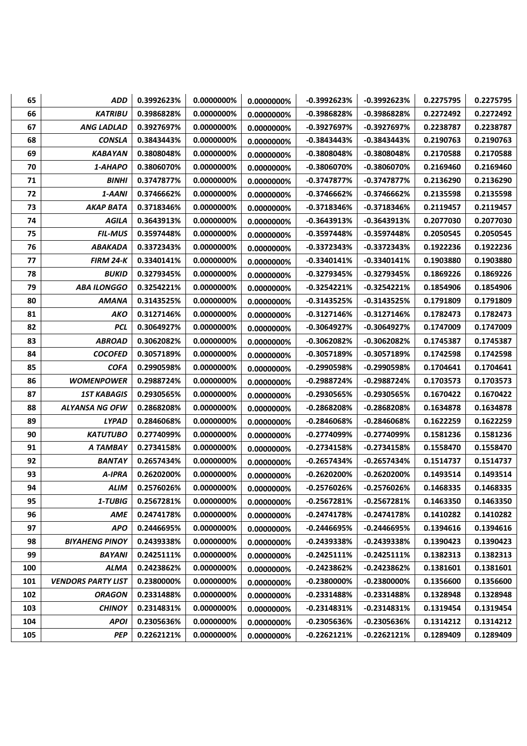| | | | | | | | | |
|---|---|---|---|---|---|---|---|---|
| 65 | *ADD* | 0.3992623% | 0.0000000% | 0.0000000% | -0.3992623% | -0.3992623% | 0.2275795 | 0.2275795 |
| 66 | *KATRIBU* | 0.3986828% | 0.0000000% | 0.0000000% | -0.3986828% | -0.3986828% | 0.2272492 | 0.2272492 |
| 67 | *ANG LADLAD* | 0.3927697% | 0.0000000% | 0.0000000% | -0.3927697% | -0.3927697% | 0.2238787 | 0.2238787 |
| 68 | *CONSLA* | 0.3843443% | 0.0000000% | 0.0000000% | -0.3843443% | -0.3843443% | 0.2190763 | 0.2190763 |
| 69 | *KABAYAN* | 0.3808048% | 0.0000000% | 0.0000000% | -0.3808048% | -0.3808048% | 0.2170588 | 0.2170588 |
| 70 | *1-AHAPO* | 0.3806070% | 0.0000000% | 0.0000000% | -0.3806070% | -0.3806070% | 0.2169460 | 0.2169460 |
| 71 | *BINHI* | 0.3747877% | 0.0000000% | 0.0000000% | -0.3747877% | -0.3747877% | 0.2136290 | 0.2136290 |
| 72 | *1-AANI* | 0.3746662% | 0.0000000% | 0.0000000% | -0.3746662% | -0.3746662% | 0.2135598 | 0.2135598 |
| 73 | *AKAP BATA* | 0.3718346% | 0.0000000% | 0.0000000% | -0.3718346% | -0.3718346% | 0.2119457 | 0.2119457 |
| 74 | *AGILA* | 0.3643913% | 0.0000000% | 0.0000000% | -0.3643913% | -0.3643913% | 0.2077030 | 0.2077030 |
| 75 | *FIL-MUS* | 0.3597448% | 0.0000000% | 0.0000000% | -0.3597448% | -0.3597448% | 0.2050545 | 0.2050545 |
| 76 | *ABAKADA* | 0.3372343% | 0.0000000% | 0.0000000% | -0.3372343% | -0.3372343% | 0.1922236 | 0.1922236 |
| 77 | *FIRM 24-K* | 0.3340141% | 0.0000000% | 0.0000000% | -0.3340141% | -0.3340141% | 0.1903880 | 0.1903880 |
| 78 | *BUKID* | 0.3279345% | 0.0000000% | 0.0000000% | -0.3279345% | -0.3279345% | 0.1869226 | 0.1869226 |
| 79 | *ABA ILONGGO* | 0.3254221% | 0.0000000% | 0.0000000% | -0.3254221% | -0.3254221% | 0.1854906 | 0.1854906 |
| 80 | *AMANA* | 0.3143525% | 0.0000000% | 0.0000000% | -0.3143525% | -0.3143525% | 0.1791809 | 0.1791809 |
| 81 | *AKO* | 0.3127146% | 0.0000000% | 0.0000000% | -0.3127146% | -0.3127146% | 0.1782473 | 0.1782473 |
| 82 | *PCL* | 0.3064927% | 0.0000000% | 0.0000000% | -0.3064927% | -0.3064927% | 0.1747009 | 0.1747009 |
| 83 | *ABROAD* | 0.3062082% | 0.0000000% | 0.0000000% | -0.3062082% | -0.3062082% | 0.1745387 | 0.1745387 |
| 84 | *COCOFED* | 0.3057189% | 0.0000000% | 0.0000000% | -0.3057189% | -0.3057189% | 0.1742598 | 0.1742598 |
| 85 | *COFA* | 0.2990598% | 0.0000000% | 0.0000000% | -0.2990598% | -0.2990598% | 0.1704641 | 0.1704641 |
| 86 | *WOMENPOWER* | 0.2988724% | 0.0000000% | 0.0000000% | -0.2988724% | -0.2988724% | 0.1703573 | 0.1703573 |
| 87 | *1ST KABAGIS* | 0.2930565% | 0.0000000% | 0.0000000% | -0.2930565% | -0.2930565% | 0.1670422 | 0.1670422 |
| 88 | *ALYANSA NG OFW* | 0.2868208% | 0.0000000% | 0.0000000% | -0.2868208% | -0.2868208% | 0.1634878 | 0.1634878 |
| 89 | *LYPAD* | 0.2846068% | 0.0000000% | 0.0000000% | -0.2846068% | -0.2846068% | 0.1622259 | 0.1622259 |
| 90 | *KATUTUBO* | 0.2774099% | 0.0000000% | 0.0000000% | -0.2774099% | -0.2774099% | 0.1581236 | 0.1581236 |
| 91 | *A TAMBAY* | 0.2734158% | 0.0000000% | 0.0000000% | -0.2734158% | -0.2734158% | 0.1558470 | 0.1558470 |
| 92 | *BANTAY* | 0.2657434% | 0.0000000% | 0.0000000% | -0.2657434% | -0.2657434% | 0.1514737 | 0.1514737 |
| 93 | *A-IPRA* | 0.2620200% | 0.0000000% | 0.0000000% | -0.2620200% | -0.2620200% | 0.1493514 | 0.1493514 |
| 94 | *ALIM* | 0.2576026% | 0.0000000% | 0.0000000% | -0.2576026% | -0.2576026% | 0.1468335 | 0.1468335 |
| 95 | *1-TUBIG* | 0.2567281% | 0.0000000% | 0.0000000% | -0.2567281% | -0.2567281% | 0.1463350 | 0.1463350 |
| 96 | *AME* | 0.2474178% | 0.0000000% | 0.0000000% | -0.2474178% | -0.2474178% | 0.1410282 | 0.1410282 |
| 97 | *APO* | 0.2446695% | 0.0000000% | 0.0000000% | -0.2446695% | -0.2446695% | 0.1394616 | 0.1394616 |
| 98 | *BIYAHENG PINOY* | 0.2439338% | 0.0000000% | 0.0000000% | -0.2439338% | -0.2439338% | 0.1390423 | 0.1390423 |
| 99 | *BAYANI* | 0.2425111% | 0.0000000% | 0.0000000% | -0.2425111% | -0.2425111% | 0.1382313 | 0.1382313 |
| 100 | *ALMA* | 0.2423862% | 0.0000000% | 0.0000000% | -0.2423862% | -0.2423862% | 0.1381601 | 0.1381601 |
| 101 | *VENDORS PARTY LIST* | 0.2380000% | 0.0000000% | 0.0000000% | -0.2380000% | -0.2380000% | 0.1356600 | 0.1356600 |
| 102 | *ORAGON* | 0.2331488% | 0.0000000% | 0.0000000% | -0.2331488% | -0.2331488% | 0.1328948 | 0.1328948 |
| 103 | *CHINOY* | 0.2314831% | 0.0000000% | 0.0000000% | -0.2314831% | -0.2314831% | 0.1319454 | 0.1319454 |
| 104 | *APOI* | 0.2305636% | 0.0000000% | 0.0000000% | -0.2305636% | -0.2305636% | 0.1314212 | 0.1314212 |
| 105 | *PEP* | 0.2262121% | 0.0000000% | 0.0000000% | -0.2262121% | -0.2262121% | 0.1289409 | 0.1289409 |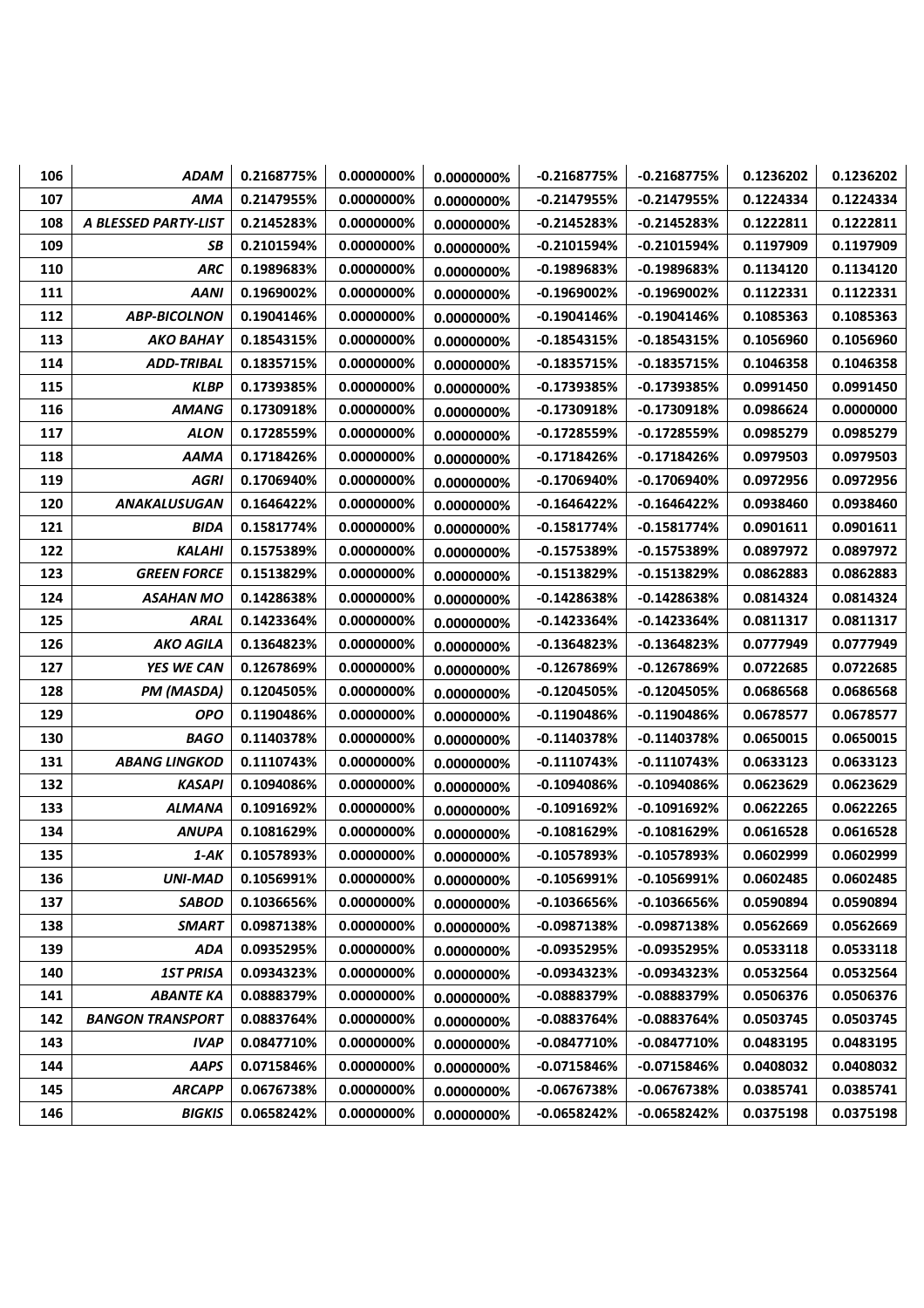| | | | | | | | | |
|---|---|---|---|---|---|---|---|---|
| **106** | ***ADAM*** | **0.2168775%** | **0.0000000%** | **0.0000000%** | **-0.2168775%** | **-0.2168775%** | **0.1236202** | **0.1236202** |
| **107** | ***AMA*** | **0.2147955%** | **0.0000000%** | **0.0000000%** | **-0.2147955%** | **-0.2147955%** | **0.1224334** | **0.1224334** |
| **108** | ***A BLESSED PARTY-LIST*** | **0.2145283%** | **0.0000000%** | **0.0000000%** | **-0.2145283%** | **-0.2145283%** | **0.1222811** | **0.1222811** |
| **109** | ***SB*** | **0.2101594%** | **0.0000000%** | **0.0000000%** | **-0.2101594%** | **-0.2101594%** | **0.1197909** | **0.1197909** |
| **110** | ***ARC*** | **0.1989683%** | **0.0000000%** | **0.0000000%** | **-0.1989683%** | **-0.1989683%** | **0.1134120** | **0.1134120** |
| **111** | ***AANI*** | **0.1969002%** | **0.0000000%** | **0.0000000%** | **-0.1969002%** | **-0.1969002%** | **0.1122331** | **0.1122331** |
| **112** | ***ABP-BICOLNON*** | **0.1904146%** | **0.0000000%** | **0.0000000%** | **-0.1904146%** | **-0.1904146%** | **0.1085363** | **0.1085363** |
| **113** | ***AKO BAHAY*** | **0.1854315%** | **0.0000000%** | **0.0000000%** | **-0.1854315%** | **-0.1854315%** | **0.1056960** | **0.1056960** |
| **114** | ***ADD-TRIBAL*** | **0.1835715%** | **0.0000000%** | **0.0000000%** | **-0.1835715%** | **-0.1835715%** | **0.1046358** | **0.1046358** |
| **115** | ***KLBP*** | **0.1739385%** | **0.0000000%** | **0.0000000%** | **-0.1739385%** | **-0.1739385%** | **0.0991450** | **0.0991450** |
| **116** | ***AMANG*** | **0.1730918%** | **0.0000000%** | **0.0000000%** | **-0.1730918%** | **-0.1730918%** | **0.0986624** | **0.0000000** |
| **117** | ***ALON*** | **0.1728559%** | **0.0000000%** | **0.0000000%** | **-0.1728559%** | **-0.1728559%** | **0.0985279** | **0.0985279** |
| **118** | ***AAMA*** | **0.1718426%** | **0.0000000%** | **0.0000000%** | **-0.1718426%** | **-0.1718426%** | **0.0979503** | **0.0979503** |
| **119** | ***AGRI*** | **0.1706940%** | **0.0000000%** | **0.0000000%** | **-0.1706940%** | **-0.1706940%** | **0.0972956** | **0.0972956** |
| **120** | ***ANAKALUSUGAN*** | **0.1646422%** | **0.0000000%** | **0.0000000%** | **-0.1646422%** | **-0.1646422%** | **0.0938460** | **0.0938460** |
| **121** | ***BIDA*** | **0.1581774%** | **0.0000000%** | **0.0000000%** | **-0.1581774%** | **-0.1581774%** | **0.0901611** | **0.0901611** |
| **122** | ***KALAHI*** | **0.1575389%** | **0.0000000%** | **0.0000000%** | **-0.1575389%** | **-0.1575389%** | **0.0897972** | **0.0897972** |
| **123** | ***GREEN FORCE*** | **0.1513829%** | **0.0000000%** | **0.0000000%** | **-0.1513829%** | **-0.1513829%** | **0.0862883** | **0.0862883** |
| **124** | ***ASAHAN MO*** | **0.1428638%** | **0.0000000%** | **0.0000000%** | **-0.1428638%** | **-0.1428638%** | **0.0814324** | **0.0814324** |
| **125** | ***ARAL*** | **0.1423364%** | **0.0000000%** | **0.0000000%** | **-0.1423364%** | **-0.1423364%** | **0.0811317** | **0.0811317** |
| **126** | ***AKO AGILA*** | **0.1364823%** | **0.0000000%** | **0.0000000%** | **-0.1364823%** | **-0.1364823%** | **0.0777949** | **0.0777949** |
| **127** | ***YES WE CAN*** | **0.1267869%** | **0.0000000%** | **0.0000000%** | **-0.1267869%** | **-0.1267869%** | **0.0722685** | **0.0722685** |
| **128** | ***PM (MASDA)*** | **0.1204505%** | **0.0000000%** | **0.0000000%** | **-0.1204505%** | **-0.1204505%** | **0.0686568** | **0.0686568** |
| **129** | ***OPO*** | **0.1190486%** | **0.0000000%** | **0.0000000%** | **-0.1190486%** | **-0.1190486%** | **0.0678577** | **0.0678577** |
| **130** | ***BAGO*** | **0.1140378%** | **0.0000000%** | **0.0000000%** | **-0.1140378%** | **-0.1140378%** | **0.0650015** | **0.0650015** |
| **131** | ***ABANG LINGKOD*** | **0.1110743%** | **0.0000000%** | **0.0000000%** | **-0.1110743%** | **-0.1110743%** | **0.0633123** | **0.0633123** |
| **132** | ***KASAPI*** | **0.1094086%** | **0.0000000%** | **0.0000000%** | **-0.1094086%** | **-0.1094086%** | **0.0623629** | **0.0623629** |
| **133** | ***ALMANA*** | **0.1091692%** | **0.0000000%** | **0.0000000%** | **-0.1091692%** | **-0.1091692%** | **0.0622265** | **0.0622265** |
| **134** | ***ANUPA*** | **0.1081629%** | **0.0000000%** | **0.0000000%** | **-0.1081629%** | **-0.1081629%** | **0.0616528** | **0.0616528** |
| **135** | ***1-AK*** | **0.1057893%** | **0.0000000%** | **0.0000000%** | **-0.1057893%** | **-0.1057893%** | **0.0602999** | **0.0602999** |
| **136** | ***UNI-MAD*** | **0.1056991%** | **0.0000000%** | **0.0000000%** | **-0.1056991%** | **-0.1056991%** | **0.0602485** | **0.0602485** |
| **137** | ***SABOD*** | **0.1036656%** | **0.0000000%** | **0.0000000%** | **-0.1036656%** | **-0.1036656%** | **0.0590894** | **0.0590894** |
| **138** | ***SMART*** | **0.0987138%** | **0.0000000%** | **0.0000000%** | **-0.0987138%** | **-0.0987138%** | **0.0562669** | **0.0562669** |
| **139** | ***ADA*** | **0.0935295%** | **0.0000000%** | **0.0000000%** | **-0.0935295%** | **-0.0935295%** | **0.0533118** | **0.0533118** |
| **140** | ***1ST PRISA*** | **0.0934323%** | **0.0000000%** | **0.0000000%** | **-0.0934323%** | **-0.0934323%** | **0.0532564** | **0.0532564** |
| **141** | ***ABANTE KA*** | **0.0888379%** | **0.0000000%** | **0.0000000%** | **-0.0888379%** | **-0.0888379%** | **0.0506376** | **0.0506376** |
| **142** | ***BANGON TRANSPORT*** | **0.0883764%** | **0.0000000%** | **0.0000000%** | **-0.0883764%** | **-0.0883764%** | **0.0503745** | **0.0503745** |
| **143** | ***IVAP*** | **0.0847710%** | **0.0000000%** | **0.0000000%** | **-0.0847710%** | **-0.0847710%** | **0.0483195** | **0.0483195** |
| **144** | ***AAPS*** | **0.0715846%** | **0.0000000%** | **0.0000000%** | **-0.0715846%** | **-0.0715846%** | **0.0408032** | **0.0408032** |
| **145** | ***ARCAPP*** | **0.0676738%** | **0.0000000%** | **0.0000000%** | **-0.0676738%** | **-0.0676738%** | **0.0385741** | **0.0385741** |
| **146** | ***BIGKIS*** | **0.0658242%** | **0.0000000%** | **0.0000000%** | **-0.0658242%** | **-0.0658242%** | **0.0375198** | **0.0375198** |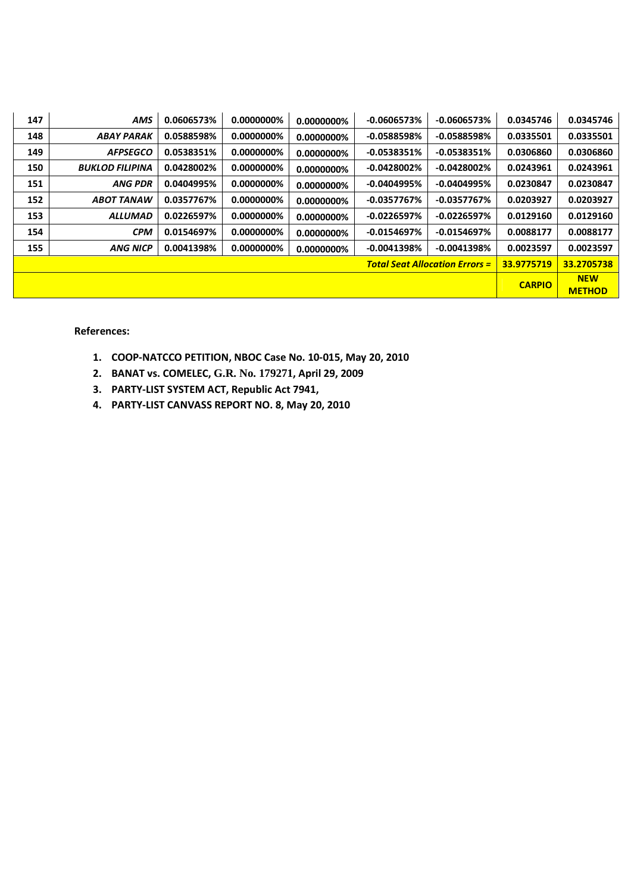| | | | | | | | | |
|---|---|---|---|---|---|---|---|---|
| 147 | *AMS* | 0.0606573% | 0.0000000% | 0.0000000% | -0.0606573% | -0.0606573% | 0.0345746 | 0.0345746 |
| 148 | *ABAY PARAK* | 0.0588598% | 0.0000000% | 0.0000000% | -0.0588598% | -0.0588598% | 0.0335501 | 0.0335501 |
| 149 | *AFPSEGCO* | 0.0538351% | 0.0000000% | 0.0000000% | -0.0538351% | -0.0538351% | 0.0306860 | 0.0306860 |
| 150 | *BUKLOD FILIPINA* | 0.0428002% | 0.0000000% | 0.0000000% | -0.0428002% | -0.0428002% | 0.0243961 | 0.0243961 |
| 151 | *ANG PDR* | 0.0404995% | 0.0000000% | 0.0000000% | -0.0404995% | -0.0404995% | 0.0230847 | 0.0230847 |
| 152 | *ABOT TANAW* | 0.0357767% | 0.0000000% | 0.0000000% | -0.0357767% | -0.0357767% | 0.0203927 | 0.0203927 |
| 153 | *ALLUMAD* | 0.0226597% | 0.0000000% | 0.0000000% | -0.0226597% | -0.0226597% | 0.0129160 | 0.0129160 |
| 154 | *CPM* | 0.0154697% | 0.0000000% | 0.0000000% | -0.0154697% | -0.0154697% | 0.0088177 | 0.0088177 |
| 155 | *ANG NICP* | 0.0041398% | 0.0000000% | 0.0000000% | -0.0041398% | -0.0041398% | 0.0023597 | 0.0023597 |
| | | | | | | ***Total Seat Allocation Errors =*** | **33.9775719** | **33.2705738** |
| | | | | | | | **CARPIO** | **NEW METHOD** |

**References:**

1. **COOP-NATCCO PETITION, NBOC Case No. 10-015, May 20, 2010**
2. **BANAT vs. COMELEC, G.R. No. 179271, April 29, 2009**
3. **PARTY-LIST SYSTEM ACT, Republic Act 7941,**
4. **PARTY-LIST CANVASS REPORT NO. 8, May 20, 2010**